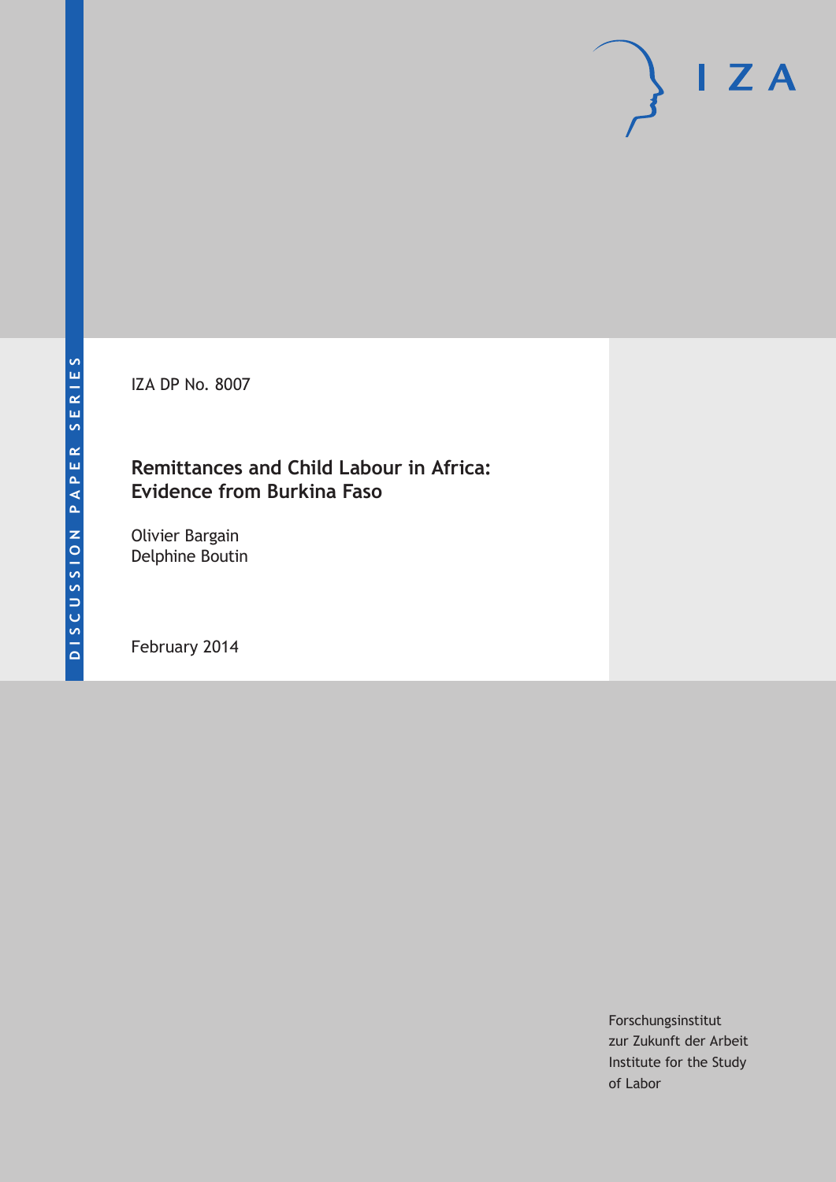DISCUSSION PAPER SERIES

IZA

IZA DP No. 8007

# Remittances and Child Labour in Africa: Evidence from Burkina Faso

Olivier Bargain
Delphine Boutin

February 2014

Forschungsinstitut
zur Zukunft der Arbeit
Institute for the Study
of Labor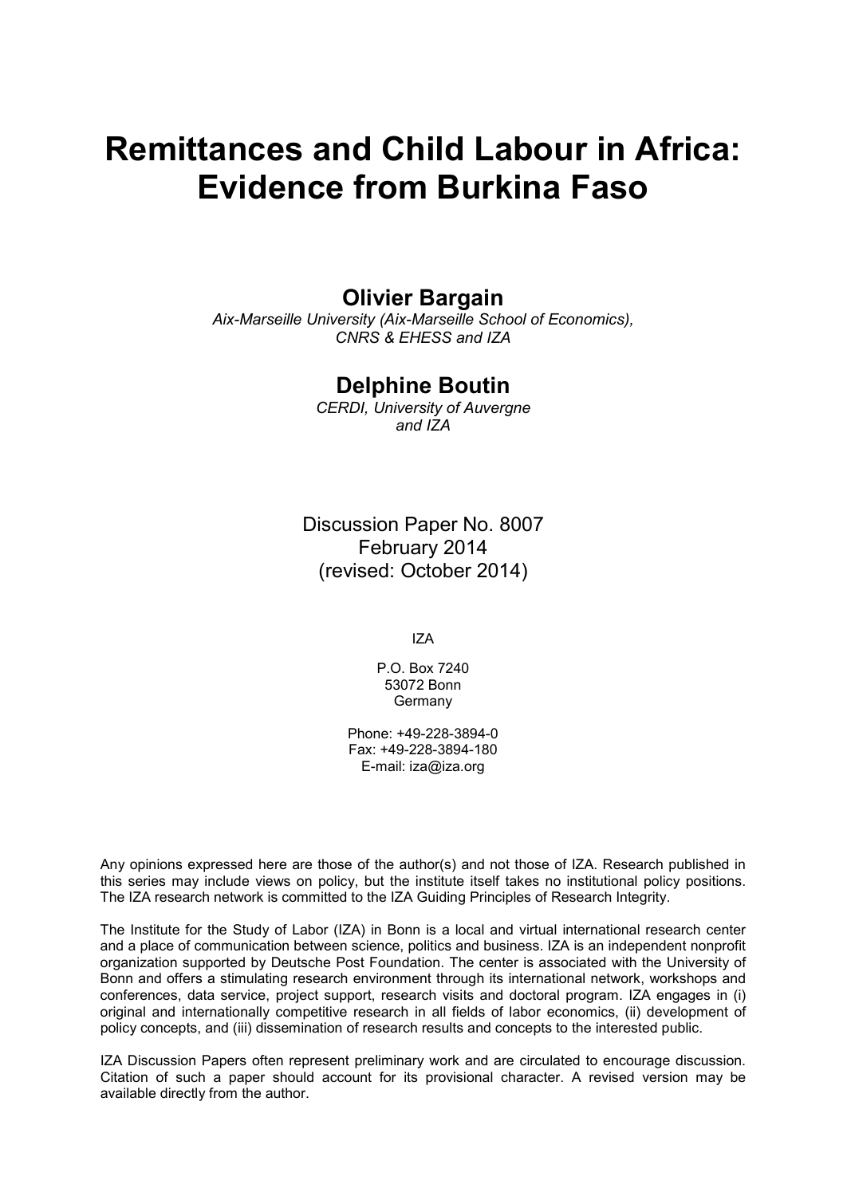# Remittances and Child Labour in Africa: Evidence from Burkina Faso

**Olivier Bargain**

*Aix-Marseille University (Aix-Marseille School of Economics), CNRS & EHESS and IZA*

**Delphine Boutin**

*CERDI, University of Auvergne and IZA*

Discussion Paper No. 8007
February 2014
(revised: October 2014)

IZA

P.O. Box 7240
53072 Bonn
Germany

Phone: +49-228-3894-0
Fax: +49-228-3894-180
E-mail: iza@iza.org

Any opinions expressed here are those of the author(s) and not those of IZA. Research published in this series may include views on policy, but the institute itself takes no institutional policy positions. The IZA research network is committed to the IZA Guiding Principles of Research Integrity.

The Institute for the Study of Labor (IZA) in Bonn is a local and virtual international research center and a place of communication between science, politics and business. IZA is an independent nonprofit organization supported by Deutsche Post Foundation. The center is associated with the University of Bonn and offers a stimulating research environment through its international network, workshops and conferences, data service, project support, research visits and doctoral program. IZA engages in (i) original and internationally competitive research in all fields of labor economics, (ii) development of policy concepts, and (iii) dissemination of research results and concepts to the interested public.

IZA Discussion Papers often represent preliminary work and are circulated to encourage discussion. Citation of such a paper should account for its provisional character. A revised version may be available directly from the author.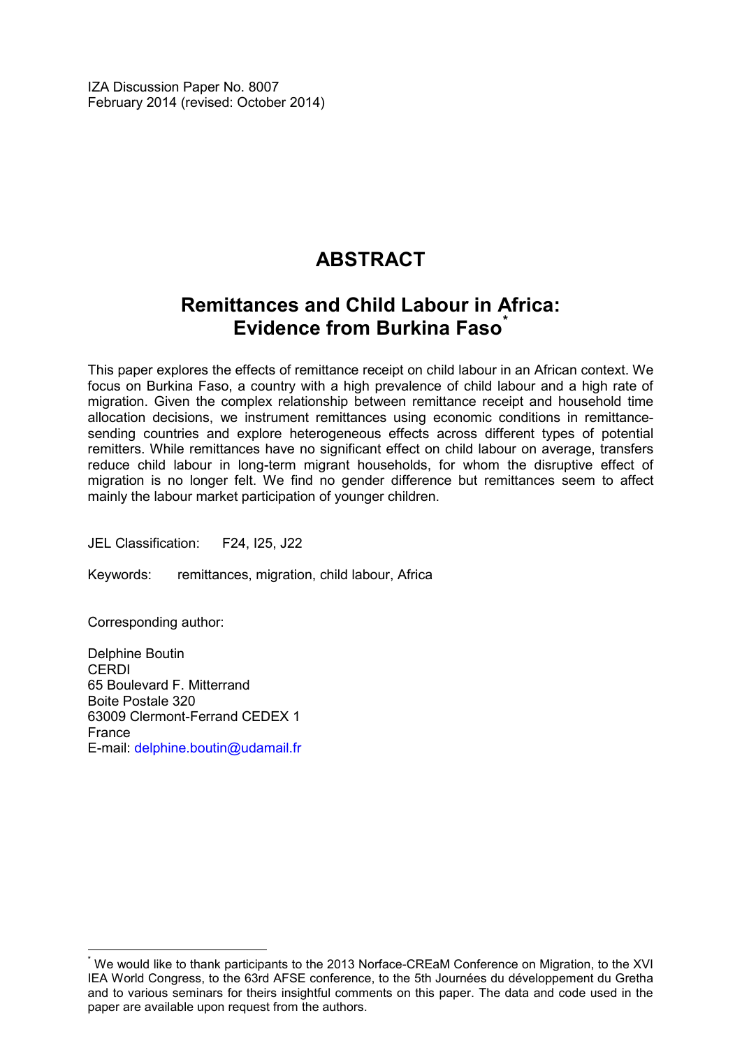IZA Discussion Paper No. 8007
February 2014 (revised: October 2014)

# ABSTRACT

## Remittances and Child Labour in Africa: Evidence from Burkina Faso[*]

This paper explores the effects of remittance receipt on child labour in an African context. We focus on Burkina Faso, a country with a high prevalence of child labour and a high rate of migration. Given the complex relationship between remittance receipt and household time allocation decisions, we instrument remittances using economic conditions in remittance-sending countries and explore heterogeneous effects across different types of potential remitters. While remittances have no significant effect on child labour on average, transfers reduce child labour in long-term migrant households, for whom the disruptive effect of migration is no longer felt. We find no gender difference but remittances seem to affect mainly the labour market participation of younger children.

JEL Classification: F24, I25, J22

Keywords: remittances, migration, child labour, Africa

Corresponding author:

Delphine Boutin
CERDI
65 Boulevard F. Mitterrand
Boite Postale 320
63009 Clermont-Ferrand CEDEX 1
France
E-mail: delphine.boutin@udamail.fr

[*] We would like to thank participants to the 2013 Norface-CREaM Conference on Migration, to the XVI IEA World Congress, to the 63rd AFSE conference, to the 5th Journées du développement du Gretha and to various seminars for theirs insightful comments on this paper. The data and code used in the paper are available upon request from the authors.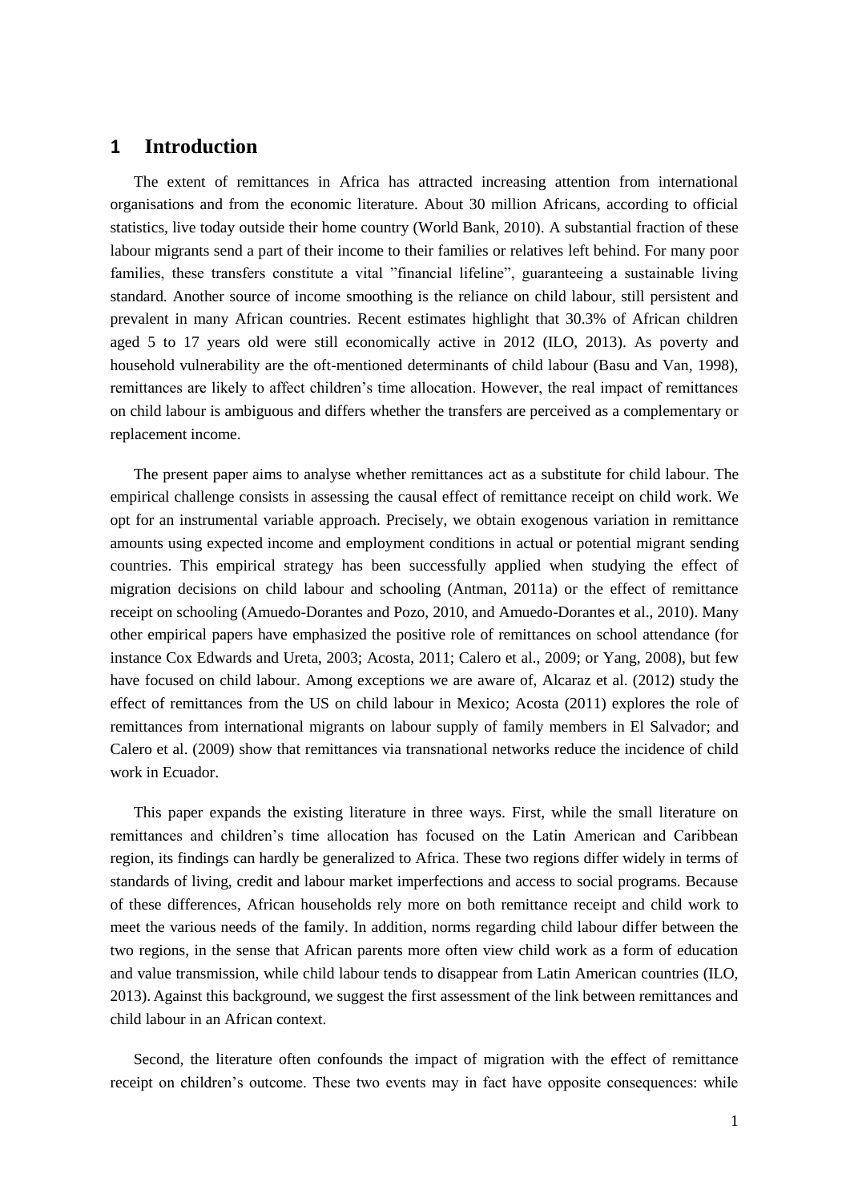# 1 Introduction

The extent of remittances in Africa has attracted increasing attention from international organisations and from the economic literature. About 30 million Africans, according to official statistics, live today outside their home country (World Bank, 2010). A substantial fraction of these labour migrants send a part of their income to their families or relatives left behind. For many poor families, these transfers constitute a vital "financial lifeline", guaranteeing a sustainable living standard. Another source of income smoothing is the reliance on child labour, still persistent and prevalent in many African countries. Recent estimates highlight that 30.3% of African children aged 5 to 17 years old were still economically active in 2012 (ILO, 2013). As poverty and household vulnerability are the oft-mentioned determinants of child labour (Basu and Van, 1998), remittances are likely to affect children's time allocation. However, the real impact of remittances on child labour is ambiguous and differs whether the transfers are perceived as a complementary or replacement income.

The present paper aims to analyse whether remittances act as a substitute for child labour. The empirical challenge consists in assessing the causal effect of remittance receipt on child work. We opt for an instrumental variable approach. Precisely, we obtain exogenous variation in remittance amounts using expected income and employment conditions in actual or potential migrant sending countries. This empirical strategy has been successfully applied when studying the effect of migration decisions on child labour and schooling (Antman, 2011a) or the effect of remittance receipt on schooling (Amuedo-Dorantes and Pozo, 2010, and Amuedo-Dorantes et al., 2010). Many other empirical papers have emphasized the positive role of remittances on school attendance (for instance Cox Edwards and Ureta, 2003; Acosta, 2011; Calero et al., 2009; or Yang, 2008), but few have focused on child labour. Among exceptions we are aware of, Alcaraz et al. (2012) study the effect of remittances from the US on child labour in Mexico; Acosta (2011) explores the role of remittances from international migrants on labour supply of family members in El Salvador; and Calero et al. (2009) show that remittances via transnational networks reduce the incidence of child work in Ecuador.

This paper expands the existing literature in three ways. First, while the small literature on remittances and children's time allocation has focused on the Latin American and Caribbean region, its findings can hardly be generalized to Africa. These two regions differ widely in terms of standards of living, credit and labour market imperfections and access to social programs. Because of these differences, African households rely more on both remittance receipt and child work to meet the various needs of the family. In addition, norms regarding child labour differ between the two regions, in the sense that African parents more often view child work as a form of education and value transmission, while child labour tends to disappear from Latin American countries (ILO, 2013). Against this background, we suggest the first assessment of the link between remittances and child labour in an African context.

Second, the literature often confounds the impact of migration with the effect of remittance receipt on children's outcome. These two events may in fact have opposite consequences: while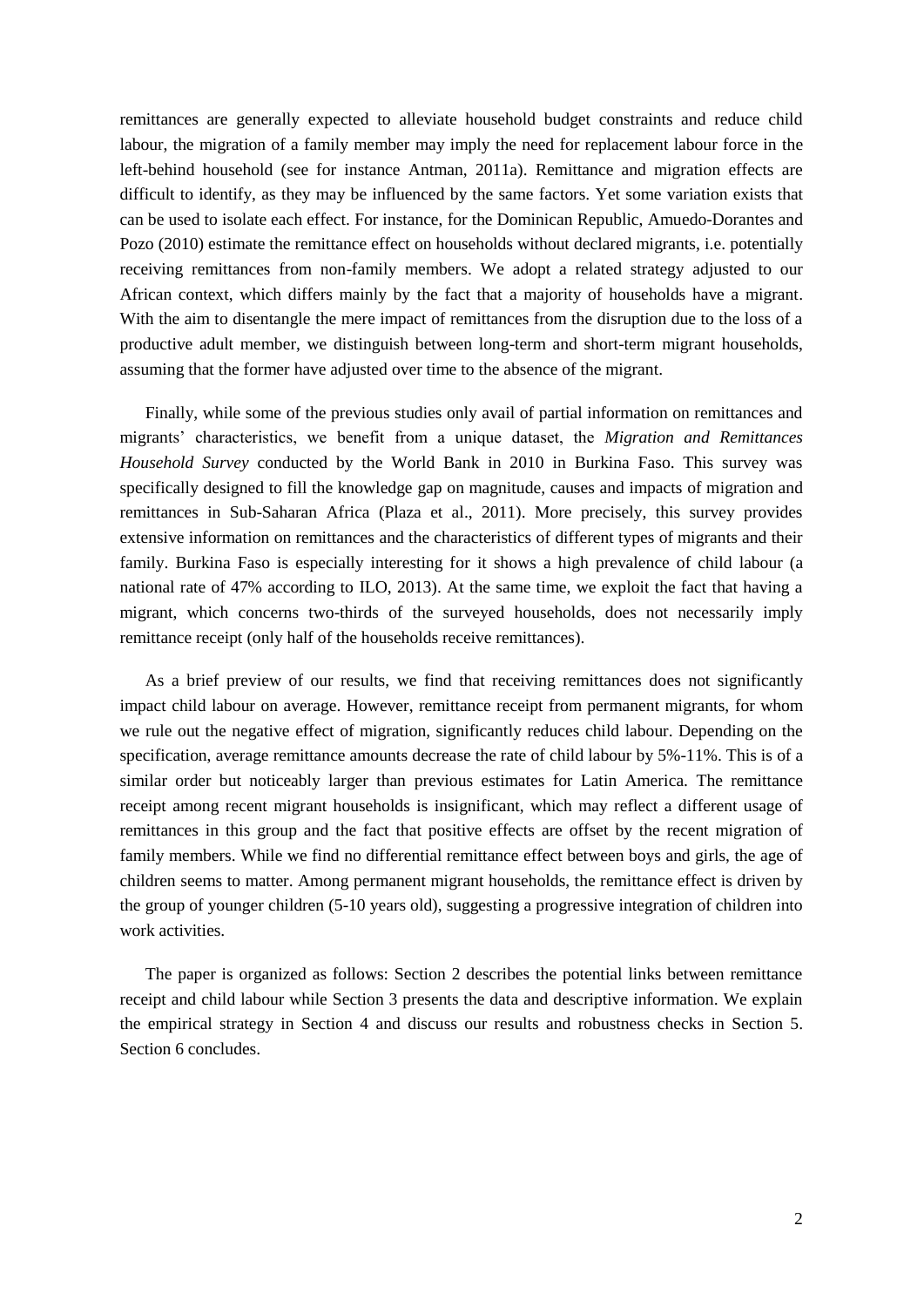remittances are generally expected to alleviate household budget constraints and reduce child labour, the migration of a family member may imply the need for replacement labour force in the left-behind household (see for instance Antman, 2011a). Remittance and migration effects are difficult to identify, as they may be influenced by the same factors. Yet some variation exists that can be used to isolate each effect. For instance, for the Dominican Republic, Amuedo-Dorantes and Pozo (2010) estimate the remittance effect on households without declared migrants, i.e. potentially receiving remittances from non-family members. We adopt a related strategy adjusted to our African context, which differs mainly by the fact that a majority of households have a migrant. With the aim to disentangle the mere impact of remittances from the disruption due to the loss of a productive adult member, we distinguish between long-term and short-term migrant households, assuming that the former have adjusted over time to the absence of the migrant.

Finally, while some of the previous studies only avail of partial information on remittances and migrants' characteristics, we benefit from a unique dataset, the *Migration and Remittances Household Survey* conducted by the World Bank in 2010 in Burkina Faso. This survey was specifically designed to fill the knowledge gap on magnitude, causes and impacts of migration and remittances in Sub-Saharan Africa (Plaza et al., 2011). More precisely, this survey provides extensive information on remittances and the characteristics of different types of migrants and their family. Burkina Faso is especially interesting for it shows a high prevalence of child labour (a national rate of 47% according to ILO, 2013). At the same time, we exploit the fact that having a migrant, which concerns two-thirds of the surveyed households, does not necessarily imply remittance receipt (only half of the households receive remittances).

As a brief preview of our results, we find that receiving remittances does not significantly impact child labour on average. However, remittance receipt from permanent migrants, for whom we rule out the negative effect of migration, significantly reduces child labour. Depending on the specification, average remittance amounts decrease the rate of child labour by 5%-11%. This is of a similar order but noticeably larger than previous estimates for Latin America. The remittance receipt among recent migrant households is insignificant, which may reflect a different usage of remittances in this group and the fact that positive effects are offset by the recent migration of family members. While we find no differential remittance effect between boys and girls, the age of children seems to matter. Among permanent migrant households, the remittance effect is driven by the group of younger children (5-10 years old), suggesting a progressive integration of children into work activities.

The paper is organized as follows: Section 2 describes the potential links between remittance receipt and child labour while Section 3 presents the data and descriptive information. We explain the empirical strategy in Section 4 and discuss our results and robustness checks in Section 5. Section 6 concludes.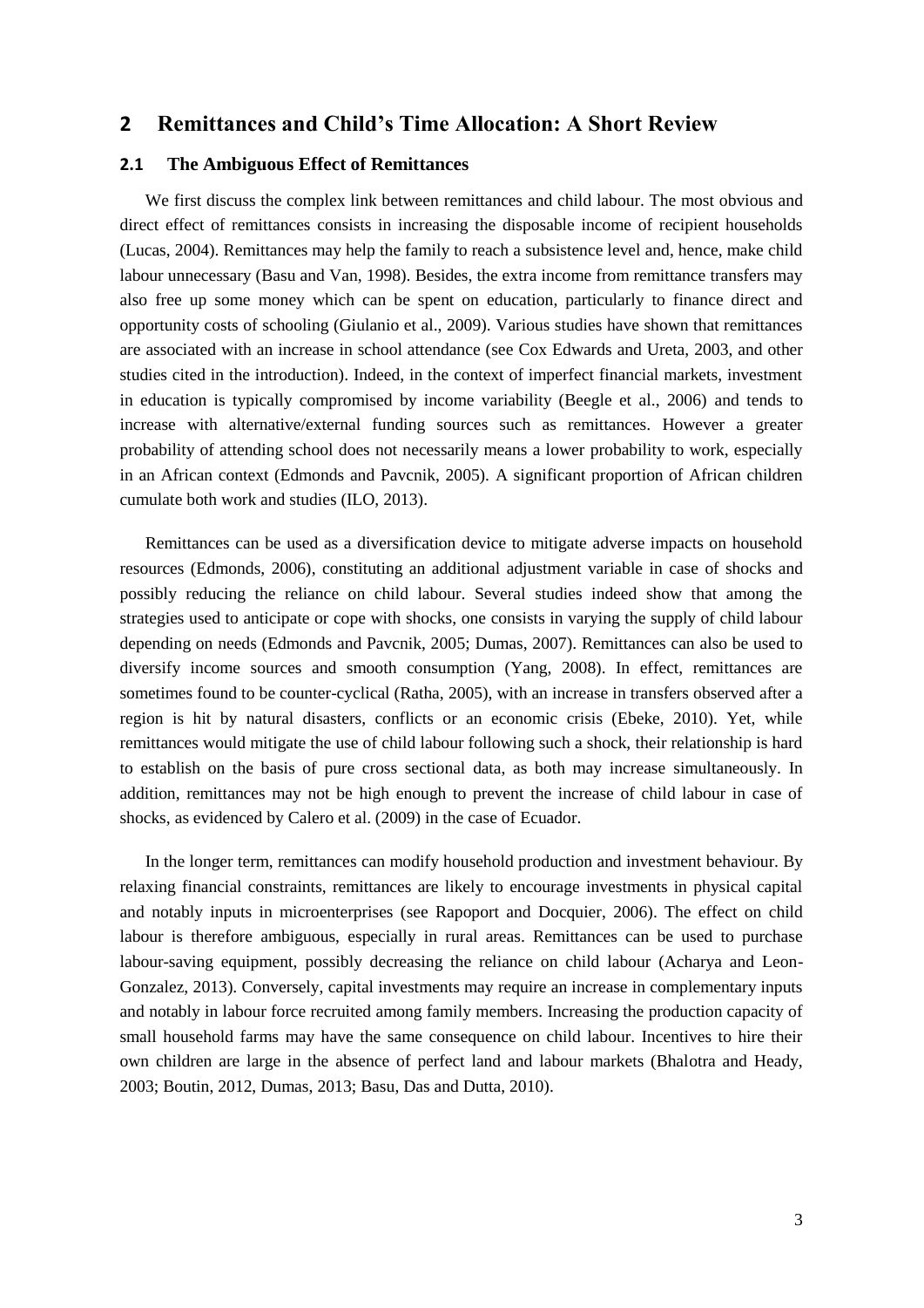## 2 Remittances and Child's Time Allocation: A Short Review

### 2.1 The Ambiguous Effect of Remittances

We first discuss the complex link between remittances and child labour. The most obvious and direct effect of remittances consists in increasing the disposable income of recipient households (Lucas, 2004). Remittances may help the family to reach a subsistence level and, hence, make child labour unnecessary (Basu and Van, 1998). Besides, the extra income from remittance transfers may also free up some money which can be spent on education, particularly to finance direct and opportunity costs of schooling (Giulanio et al., 2009). Various studies have shown that remittances are associated with an increase in school attendance (see Cox Edwards and Ureta, 2003, and other studies cited in the introduction). Indeed, in the context of imperfect financial markets, investment in education is typically compromised by income variability (Beegle et al., 2006) and tends to increase with alternative/external funding sources such as remittances. However a greater probability of attending school does not necessarily means a lower probability to work, especially in an African context (Edmonds and Pavcnik, 2005). A significant proportion of African children cumulate both work and studies (ILO, 2013).

Remittances can be used as a diversification device to mitigate adverse impacts on household resources (Edmonds, 2006), constituting an additional adjustment variable in case of shocks and possibly reducing the reliance on child labour. Several studies indeed show that among the strategies used to anticipate or cope with shocks, one consists in varying the supply of child labour depending on needs (Edmonds and Pavcnik, 2005; Dumas, 2007). Remittances can also be used to diversify income sources and smooth consumption (Yang, 2008). In effect, remittances are sometimes found to be counter-cyclical (Ratha, 2005), with an increase in transfers observed after a region is hit by natural disasters, conflicts or an economic crisis (Ebeke, 2010). Yet, while remittances would mitigate the use of child labour following such a shock, their relationship is hard to establish on the basis of pure cross sectional data, as both may increase simultaneously. In addition, remittances may not be high enough to prevent the increase of child labour in case of shocks, as evidenced by Calero et al. (2009) in the case of Ecuador.

In the longer term, remittances can modify household production and investment behaviour. By relaxing financial constraints, remittances are likely to encourage investments in physical capital and notably inputs in microenterprises (see Rapoport and Docquier, 2006). The effect on child labour is therefore ambiguous, especially in rural areas. Remittances can be used to purchase labour-saving equipment, possibly decreasing the reliance on child labour (Acharya and Leon-Gonzalez, 2013). Conversely, capital investments may require an increase in complementary inputs and notably in labour force recruited among family members. Increasing the production capacity of small household farms may have the same consequence on child labour. Incentives to hire their own children are large in the absence of perfect land and labour markets (Bhalotra and Heady, 2003; Boutin, 2012, Dumas, 2013; Basu, Das and Dutta, 2010).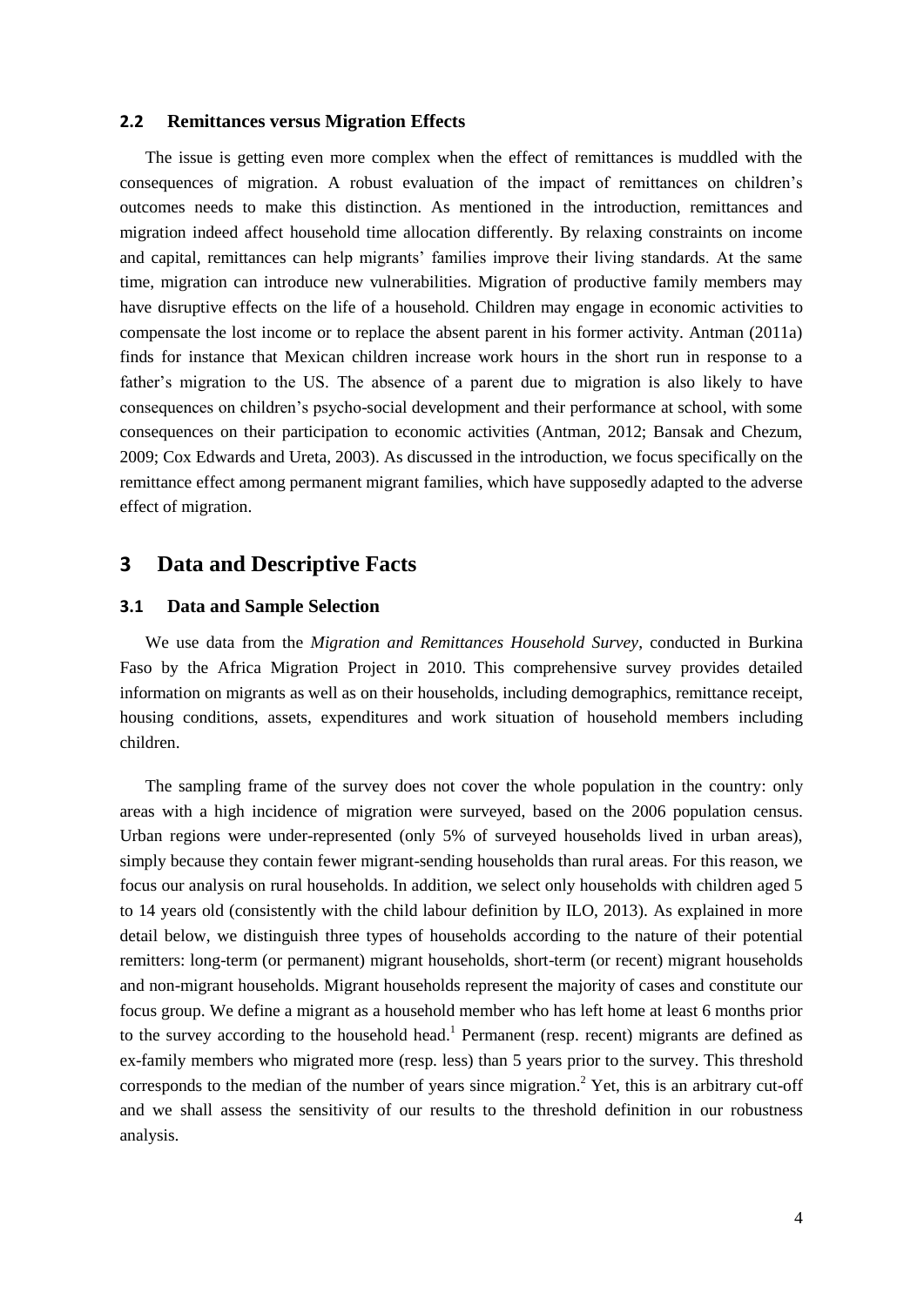### 2.2 Remittances versus Migration Effects

The issue is getting even more complex when the effect of remittances is muddled with the consequences of migration. A robust evaluation of the impact of remittances on children's outcomes needs to make this distinction. As mentioned in the introduction, remittances and migration indeed affect household time allocation differently. By relaxing constraints on income and capital, remittances can help migrants' families improve their living standards. At the same time, migration can introduce new vulnerabilities. Migration of productive family members may have disruptive effects on the life of a household. Children may engage in economic activities to compensate the lost income or to replace the absent parent in his former activity. Antman (2011a) finds for instance that Mexican children increase work hours in the short run in response to a father's migration to the US. The absence of a parent due to migration is also likely to have consequences on children's psycho-social development and their performance at school, with some consequences on their participation to economic activities (Antman, 2012; Bansak and Chezum, 2009; Cox Edwards and Ureta, 2003). As discussed in the introduction, we focus specifically on the remittance effect among permanent migrant families, which have supposedly adapted to the adverse effect of migration.

## 3 Data and Descriptive Facts

### 3.1 Data and Sample Selection

We use data from the *Migration and Remittances Household Survey*, conducted in Burkina Faso by the Africa Migration Project in 2010. This comprehensive survey provides detailed information on migrants as well as on their households, including demographics, remittance receipt, housing conditions, assets, expenditures and work situation of household members including children.

The sampling frame of the survey does not cover the whole population in the country: only areas with a high incidence of migration were surveyed, based on the 2006 population census. Urban regions were under-represented (only 5% of surveyed households lived in urban areas), simply because they contain fewer migrant-sending households than rural areas. For this reason, we focus our analysis on rural households. In addition, we select only households with children aged 5 to 14 years old (consistently with the child labour definition by ILO, 2013). As explained in more detail below, we distinguish three types of households according to the nature of their potential remitters: long-term (or permanent) migrant households, short-term (or recent) migrant households and non-migrant households. Migrant households represent the majority of cases and constitute our focus group. We define a migrant as a household member who has left home at least 6 months prior to the survey according to the household head.[1] Permanent (resp. recent) migrants are defined as ex-family members who migrated more (resp. less) than 5 years prior to the survey. This threshold corresponds to the median of the number of years since migration.[2] Yet, this is an arbitrary cut-off and we shall assess the sensitivity of our results to the threshold definition in our robustness analysis.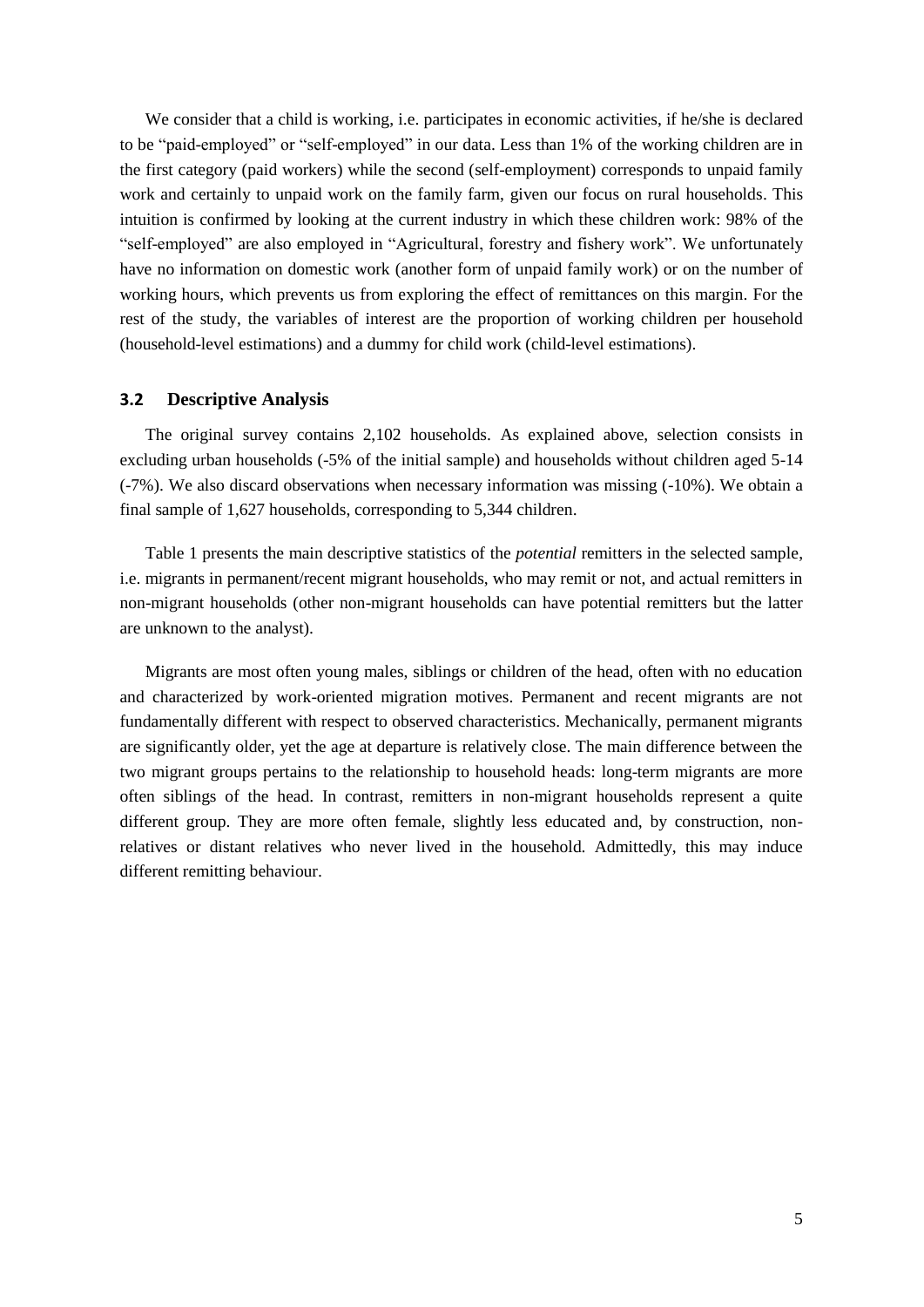We consider that a child is working, i.e. participates in economic activities, if he/she is declared to be "paid-employed" or "self-employed" in our data. Less than 1% of the working children are in the first category (paid workers) while the second (self-employment) corresponds to unpaid family work and certainly to unpaid work on the family farm, given our focus on rural households. This intuition is confirmed by looking at the current industry in which these children work: 98% of the "self-employed" are also employed in "Agricultural, forestry and fishery work". We unfortunately have no information on domestic work (another form of unpaid family work) or on the number of working hours, which prevents us from exploring the effect of remittances on this margin. For the rest of the study, the variables of interest are the proportion of working children per household (household-level estimations) and a dummy for child work (child-level estimations).

### 3.2 Descriptive Analysis

The original survey contains 2,102 households. As explained above, selection consists in excluding urban households (-5% of the initial sample) and households without children aged 5-14 (-7%). We also discard observations when necessary information was missing (-10%). We obtain a final sample of 1,627 households, corresponding to 5,344 children.

Table 1 presents the main descriptive statistics of the *potential* remitters in the selected sample, i.e. migrants in permanent/recent migrant households, who may remit or not, and actual remitters in non-migrant households (other non-migrant households can have potential remitters but the latter are unknown to the analyst).

Migrants are most often young males, siblings or children of the head, often with no education and characterized by work-oriented migration motives. Permanent and recent migrants are not fundamentally different with respect to observed characteristics. Mechanically, permanent migrants are significantly older, yet the age at departure is relatively close. The main difference between the two migrant groups pertains to the relationship to household heads: long-term migrants are more often siblings of the head. In contrast, remitters in non-migrant households represent a quite different group. They are more often female, slightly less educated and, by construction, non-relatives or distant relatives who never lived in the household. Admittedly, this may induce different remitting behaviour.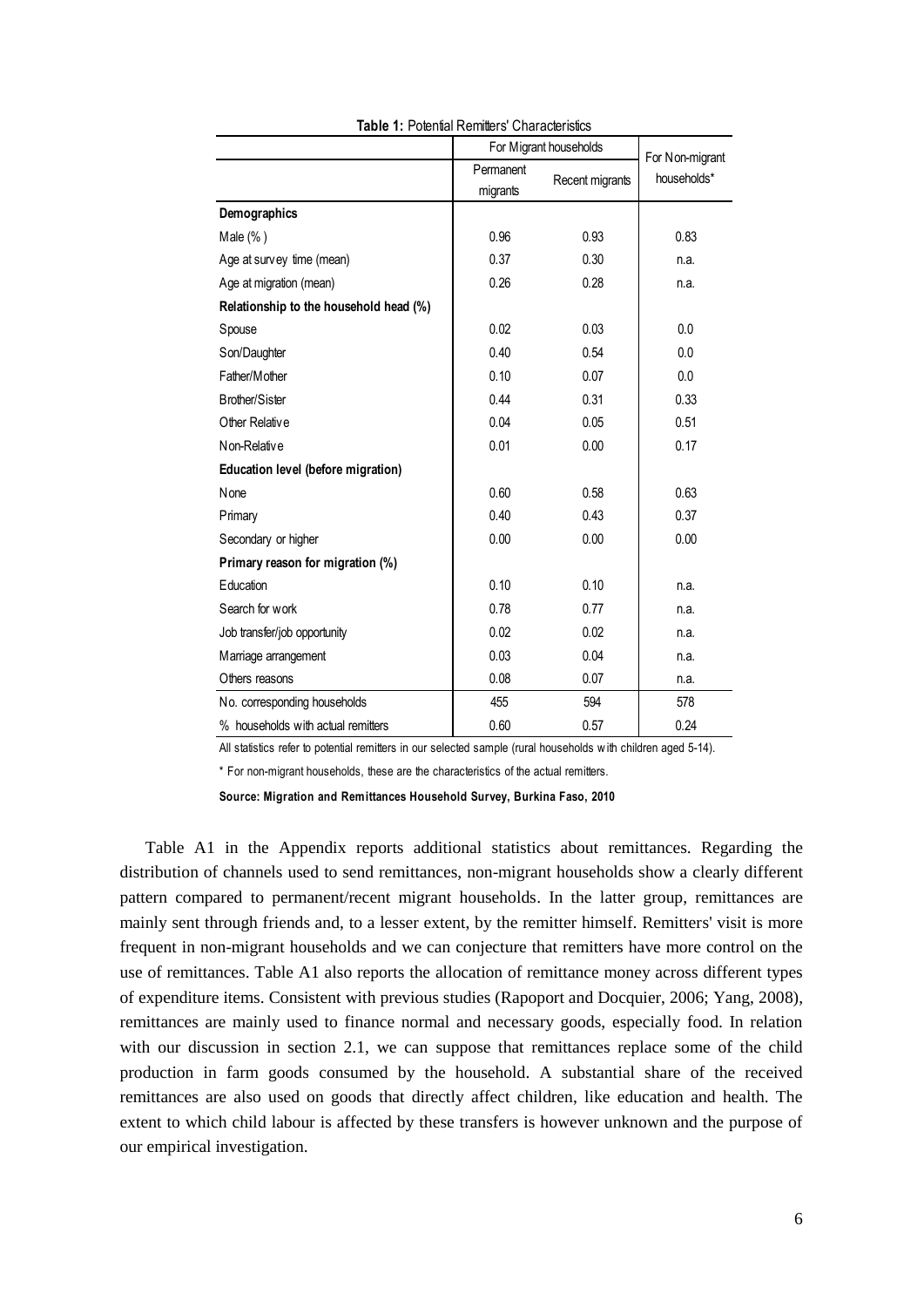**Table 1:** Potential Remitters' Characteristics

| | For Migrant households | | For Non-migrant households* |
|---|---|---|---|
| | Permanent migrants | Recent migrants | |
| **Demographics** | | | |
| Male (%) | 0.96 | 0.93 | 0.83 |
| Age at survey time (mean) | 0.37 | 0.30 | n.a. |
| Age at migration (mean) | 0.26 | 0.28 | n.a. |
| **Relationship to the household head (%)** | | | |
| Spouse | 0.02 | 0.03 | 0.0 |
| Son/Daughter | 0.40 | 0.54 | 0.0 |
| Father/Mother | 0.10 | 0.07 | 0.0 |
| Brother/Sister | 0.44 | 0.31 | 0.33 |
| Other Relative | 0.04 | 0.05 | 0.51 |
| Non-Relative | 0.01 | 0.00 | 0.17 |
| **Education level (before migration)** | | | |
| None | 0.60 | 0.58 | 0.63 |
| Primary | 0.40 | 0.43 | 0.37 |
| Secondary or higher | 0.00 | 0.00 | 0.00 |
| **Primary reason for migration (%)** | | | |
| Education | 0.10 | 0.10 | n.a. |
| Search for work | 0.78 | 0.77 | n.a. |
| Job transfer/job opportunity | 0.02 | 0.02 | n.a. |
| Marriage arrangement | 0.03 | 0.04 | n.a. |
| Others reasons | 0.08 | 0.07 | n.a. |
| No. corresponding households | 455 | 594 | 578 |
| % households with actual remitters | 0.60 | 0.57 | 0.24 |

All statistics refer to potential remitters in our selected sample (rural households with children aged 5-14).

\* For non-migrant households, these are the characteristics of the actual remitters.

**Source: Migration and Remittances Household Survey, Burkina Faso, 2010**

Table A1 in the Appendix reports additional statistics about remittances. Regarding the distribution of channels used to send remittances, non-migrant households show a clearly different pattern compared to permanent/recent migrant households. In the latter group, remittances are mainly sent through friends and, to a lesser extent, by the remitter himself. Remitters' visit is more frequent in non-migrant households and we can conjecture that remitters have more control on the use of remittances. Table A1 also reports the allocation of remittance money across different types of expenditure items. Consistent with previous studies (Rapoport and Docquier, 2006; Yang, 2008), remittances are mainly used to finance normal and necessary goods, especially food. In relation with our discussion in section 2.1, we can suppose that remittances replace some of the child production in farm goods consumed by the household. A substantial share of the received remittances are also used on goods that directly affect children, like education and health. The extent to which child labour is affected by these transfers is however unknown and the purpose of our empirical investigation.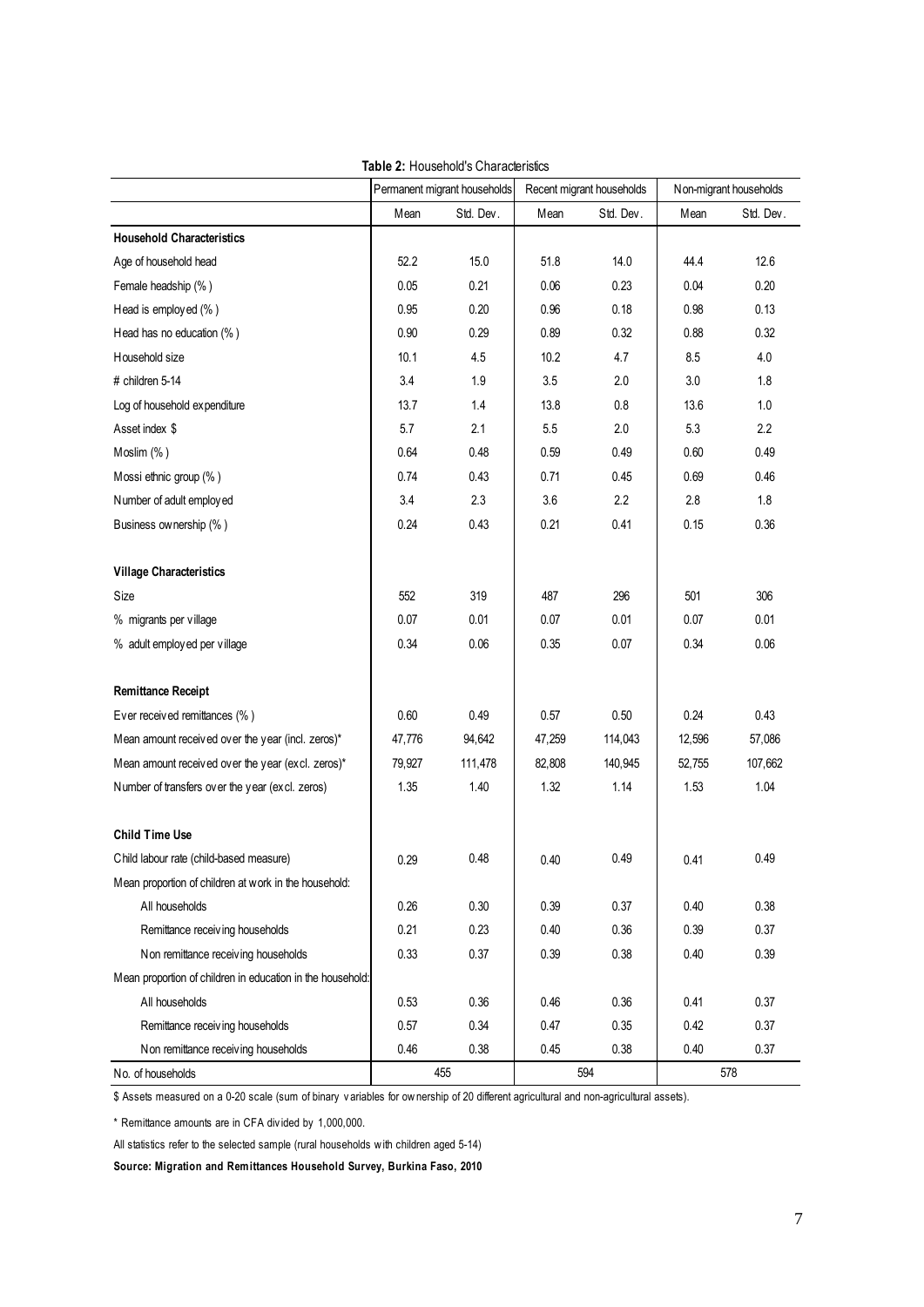**Table 2:** Household's Characteristics

| | Permanent migrant households | | Recent migrant households | | Non-migrant households | |
|---|---|---|---|---|---|---|
| | Mean | Std. Dev. | Mean | Std. Dev. | Mean | Std. Dev. |
| **Household Characteristics** | | | | | | |
| Age of household head | 52.2 | 15.0 | 51.8 | 14.0 | 44.4 | 12.6 |
| Female headship (% ) | 0.05 | 0.21 | 0.06 | 0.23 | 0.04 | 0.20 |
| Head is employed (% ) | 0.95 | 0.20 | 0.96 | 0.18 | 0.98 | 0.13 |
| Head has no education (% ) | 0.90 | 0.29 | 0.89 | 0.32 | 0.88 | 0.32 |
| Household size | 10.1 | 4.5 | 10.2 | 4.7 | 8.5 | 4.0 |
| # children 5-14 | 3.4 | 1.9 | 3.5 | 2.0 | 3.0 | 1.8 |
| Log of household expenditure | 13.7 | 1.4 | 13.8 | 0.8 | 13.6 | 1.0 |
| Asset index $ | 5.7 | 2.1 | 5.5 | 2.0 | 5.3 | 2.2 |
| Moslim (% ) | 0.64 | 0.48 | 0.59 | 0.49 | 0.60 | 0.49 |
| Mossi ethnic group (% ) | 0.74 | 0.43 | 0.71 | 0.45 | 0.69 | 0.46 |
| Number of adult employed | 3.4 | 2.3 | 3.6 | 2.2 | 2.8 | 1.8 |
| Business ownership (% ) | 0.24 | 0.43 | 0.21 | 0.41 | 0.15 | 0.36 |
| **Village Characteristics** | | | | | | |
| Size | 552 | 319 | 487 | 296 | 501 | 306 |
| % migrants per village | 0.07 | 0.01 | 0.07 | 0.01 | 0.07 | 0.01 |
| % adult employed per village | 0.34 | 0.06 | 0.35 | 0.07 | 0.34 | 0.06 |
| **Remittance Receipt** | | | | | | |
| Ever received remittances (% ) | 0.60 | 0.49 | 0.57 | 0.50 | 0.24 | 0.43 |
| Mean amount received over the year (incl. zeros)* | 47,776 | 94,642 | 47,259 | 114,043 | 12,596 | 57,086 |
| Mean amount received over the year (excl. zeros)* | 79,927 | 111,478 | 82,808 | 140,945 | 52,755 | 107,662 |
| Number of transfers over the year (excl. zeros) | 1.35 | 1.40 | 1.32 | 1.14 | 1.53 | 1.04 |
| **Child Time Use** | | | | | | |
| Child labour rate (child-based measure) | 0.29 | 0.48 | 0.40 | 0.49 | 0.41 | 0.49 |
| Mean proportion of children at work in the household: | | | | | | |
| All households | 0.26 | 0.30 | 0.39 | 0.37 | 0.40 | 0.38 |
| Remittance receiving households | 0.21 | 0.23 | 0.40 | 0.36 | 0.39 | 0.37 |
| Non remittance receiving households | 0.33 | 0.37 | 0.39 | 0.38 | 0.40 | 0.39 |
| Mean proportion of children in education in the household: | | | | | | |
| All households | 0.53 | 0.36 | 0.46 | 0.36 | 0.41 | 0.37 |
| Remittance receiving households | 0.57 | 0.34 | 0.47 | 0.35 | 0.42 | 0.37 |
| Non remittance receiving households | 0.46 | 0.38 | 0.45 | 0.38 | 0.40 | 0.37 |
| No. of households | 455 | | 594 | | 578 | |

$ Assets measured on a 0-20 scale (sum of binary variables for ownership of 20 different agricultural and non-agricultural assets).

\* Remittance amounts are in CFA divided by 1,000,000.

All statistics refer to the selected sample (rural households with children aged 5-14)

**Source: Migration and Remittances Household Survey, Burkina Faso, 2010**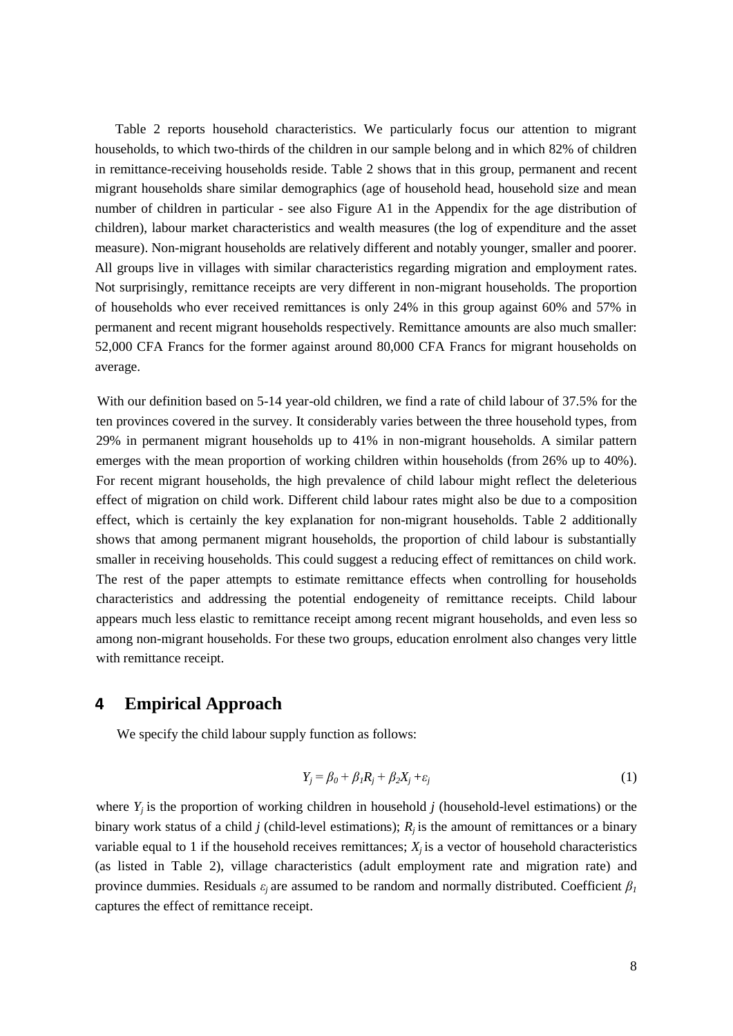Table 2 reports household characteristics. We particularly focus our attention to migrant households, to which two-thirds of the children in our sample belong and in which 82% of children in remittance-receiving households reside. Table 2 shows that in this group, permanent and recent migrant households share similar demographics (age of household head, household size and mean number of children in particular - see also Figure A1 in the Appendix for the age distribution of children), labour market characteristics and wealth measures (the log of expenditure and the asset measure). Non-migrant households are relatively different and notably younger, smaller and poorer. All groups live in villages with similar characteristics regarding migration and employment rates. Not surprisingly, remittance receipts are very different in non-migrant households. The proportion of households who ever received remittances is only 24% in this group against 60% and 57% in permanent and recent migrant households respectively. Remittance amounts are also much smaller: 52,000 CFA Francs for the former against around 80,000 CFA Francs for migrant households on average.

With our definition based on 5-14 year-old children, we find a rate of child labour of 37.5% for the ten provinces covered in the survey. It considerably varies between the three household types, from 29% in permanent migrant households up to 41% in non-migrant households. A similar pattern emerges with the mean proportion of working children within households (from 26% up to 40%). For recent migrant households, the high prevalence of child labour might reflect the deleterious effect of migration on child work. Different child labour rates might also be due to a composition effect, which is certainly the key explanation for non-migrant households. Table 2 additionally shows that among permanent migrant households, the proportion of child labour is substantially smaller in receiving households. This could suggest a reducing effect of remittances on child work. The rest of the paper attempts to estimate remittance effects when controlling for households characteristics and addressing the potential endogeneity of remittance receipts. Child labour appears much less elastic to remittance receipt among recent migrant households, and even less so among non-migrant households. For these two groups, education enrolment also changes very little with remittance receipt.

## 4 Empirical Approach

We specify the child labour supply function as follows:

$$Y_j = \beta_0 + \beta_1 R_j + \beta_2 X_j + \varepsilon_j \tag{1}$$

where $Y_j$ is the proportion of working children in household $j$ (household-level estimations) or the binary work status of a child $j$ (child-level estimations); $R_j$ is the amount of remittances or a binary variable equal to 1 if the household receives remittances; $X_j$ is a vector of household characteristics (as listed in Table 2), village characteristics (adult employment rate and migration rate) and province dummies. Residuals $\varepsilon_j$ are assumed to be random and normally distributed. Coefficient $\beta_1$ captures the effect of remittance receipt.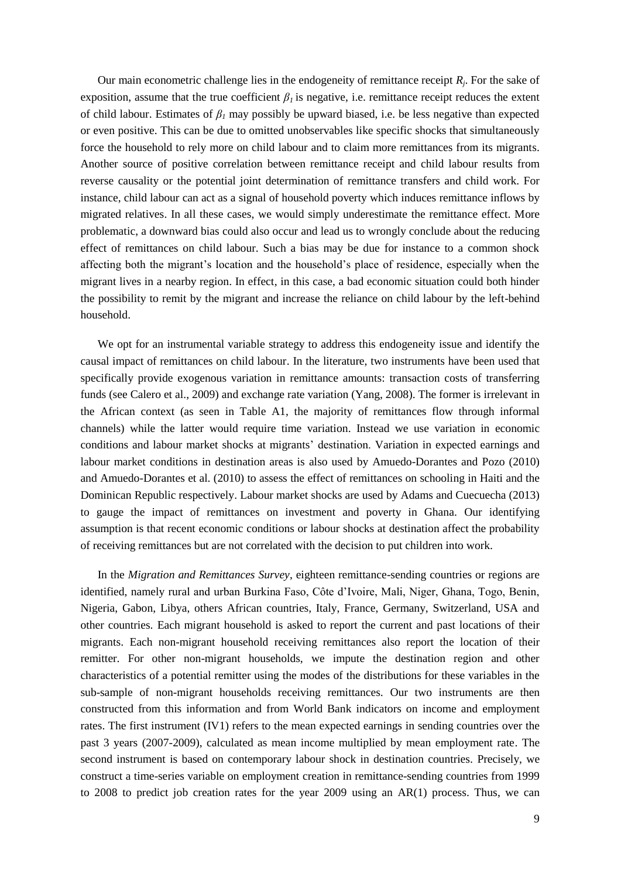Our main econometric challenge lies in the endogeneity of remittance receipt $R_j$. For the sake of exposition, assume that the true coefficient $\beta_1$ is negative, i.e. remittance receipt reduces the extent of child labour. Estimates of $\beta_1$ may possibly be upward biased, i.e. be less negative than expected or even positive. This can be due to omitted unobservables like specific shocks that simultaneously force the household to rely more on child labour and to claim more remittances from its migrants. Another source of positive correlation between remittance receipt and child labour results from reverse causality or the potential joint determination of remittance transfers and child work. For instance, child labour can act as a signal of household poverty which induces remittance inflows by migrated relatives. In all these cases, we would simply underestimate the remittance effect. More problematic, a downward bias could also occur and lead us to wrongly conclude about the reducing effect of remittances on child labour. Such a bias may be due for instance to a common shock affecting both the migrant's location and the household's place of residence, especially when the migrant lives in a nearby region. In effect, in this case, a bad economic situation could both hinder the possibility to remit by the migrant and increase the reliance on child labour by the left-behind household.

We opt for an instrumental variable strategy to address this endogeneity issue and identify the causal impact of remittances on child labour. In the literature, two instruments have been used that specifically provide exogenous variation in remittance amounts: transaction costs of transferring funds (see Calero et al., 2009) and exchange rate variation (Yang, 2008). The former is irrelevant in the African context (as seen in Table A1, the majority of remittances flow through informal channels) while the latter would require time variation. Instead we use variation in economic conditions and labour market shocks at migrants' destination. Variation in expected earnings and labour market conditions in destination areas is also used by Amuedo-Dorantes and Pozo (2010) and Amuedo-Dorantes et al. (2010) to assess the effect of remittances on schooling in Haiti and the Dominican Republic respectively. Labour market shocks are used by Adams and Cuecuecha (2013) to gauge the impact of remittances on investment and poverty in Ghana. Our identifying assumption is that recent economic conditions or labour shocks at destination affect the probability of receiving remittances but are not correlated with the decision to put children into work.

In the *Migration and Remittances Survey*, eighteen remittance-sending countries or regions are identified, namely rural and urban Burkina Faso, Côte d'Ivoire, Mali, Niger, Ghana, Togo, Benin, Nigeria, Gabon, Libya, others African countries, Italy, France, Germany, Switzerland, USA and other countries. Each migrant household is asked to report the current and past locations of their migrants. Each non-migrant household receiving remittances also report the location of their remitter. For other non-migrant households, we impute the destination region and other characteristics of a potential remitter using the modes of the distributions for these variables in the sub-sample of non-migrant households receiving remittances. Our two instruments are then constructed from this information and from World Bank indicators on income and employment rates. The first instrument (IV1) refers to the mean expected earnings in sending countries over the past 3 years (2007-2009), calculated as mean income multiplied by mean employment rate. The second instrument is based on contemporary labour shock in destination countries. Precisely, we construct a time-series variable on employment creation in remittance-sending countries from 1999 to 2008 to predict job creation rates for the year 2009 using an AR(1) process. Thus, we can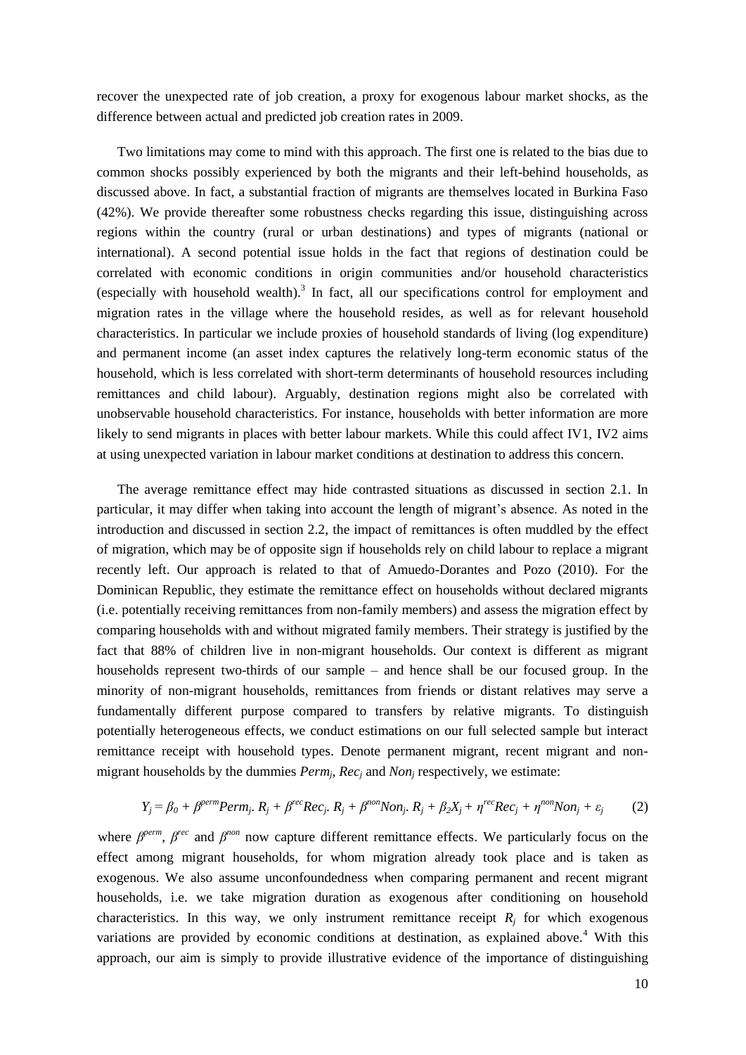recover the unexpected rate of job creation, a proxy for exogenous labour market shocks, as the difference between actual and predicted job creation rates in 2009.

Two limitations may come to mind with this approach. The first one is related to the bias due to common shocks possibly experienced by both the migrants and their left-behind households, as discussed above. In fact, a substantial fraction of migrants are themselves located in Burkina Faso (42%). We provide thereafter some robustness checks regarding this issue, distinguishing across regions within the country (rural or urban destinations) and types of migrants (national or international). A second potential issue holds in the fact that regions of destination could be correlated with economic conditions in origin communities and/or household characteristics (especially with household wealth).[3] In fact, all our specifications control for employment and migration rates in the village where the household resides, as well as for relevant household characteristics. In particular we include proxies of household standards of living (log expenditure) and permanent income (an asset index captures the relatively long-term economic status of the household, which is less correlated with short-term determinants of household resources including remittances and child labour). Arguably, destination regions might also be correlated with unobservable household characteristics. For instance, households with better information are more likely to send migrants in places with better labour markets. While this could affect IV1, IV2 aims at using unexpected variation in labour market conditions at destination to address this concern.

The average remittance effect may hide contrasted situations as discussed in section 2.1. In particular, it may differ when taking into account the length of migrant's absence. As noted in the introduction and discussed in section 2.2, the impact of remittances is often muddled by the effect of migration, which may be of opposite sign if households rely on child labour to replace a migrant recently left. Our approach is related to that of Amuedo-Dorantes and Pozo (2010). For the Dominican Republic, they estimate the remittance effect on households without declared migrants (i.e. potentially receiving remittances from non-family members) and assess the migration effect by comparing households with and without migrated family members. Their strategy is justified by the fact that 88% of children live in non-migrant households. Our context is different as migrant households represent two-thirds of our sample – and hence shall be our focused group. In the minority of non-migrant households, remittances from friends or distant relatives may serve a fundamentally different purpose compared to transfers by relative migrants. To distinguish potentially heterogeneous effects, we conduct estimations on our full selected sample but interact remittance receipt with household types. Denote permanent migrant, recent migrant and non-migrant households by the dummies $Perm_j$, $Rec_j$ and $Non_j$ respectively, we estimate:

$$Y_j = \beta_0 + \beta^{perm} Perm_j . R_j + \beta^{rec} Rec_j . R_j + \beta^{non} Non_j . R_j + \beta_2 X_j + \eta^{rec} Rec_j + \eta^{non} Non_j + \varepsilon_j \qquad (2)$$

where $\beta^{perm}$, $\beta^{rec}$ and $\beta^{non}$ now capture different remittance effects. We particularly focus on the effect among migrant households, for whom migration already took place and is taken as exogenous. We also assume unconfoundedness when comparing permanent and recent migrant households, i.e. we take migration duration as exogenous after conditioning on household characteristics. In this way, we only instrument remittance receipt $R_j$ for which exogenous variations are provided by economic conditions at destination, as explained above.[4] With this approach, our aim is simply to provide illustrative evidence of the importance of distinguishing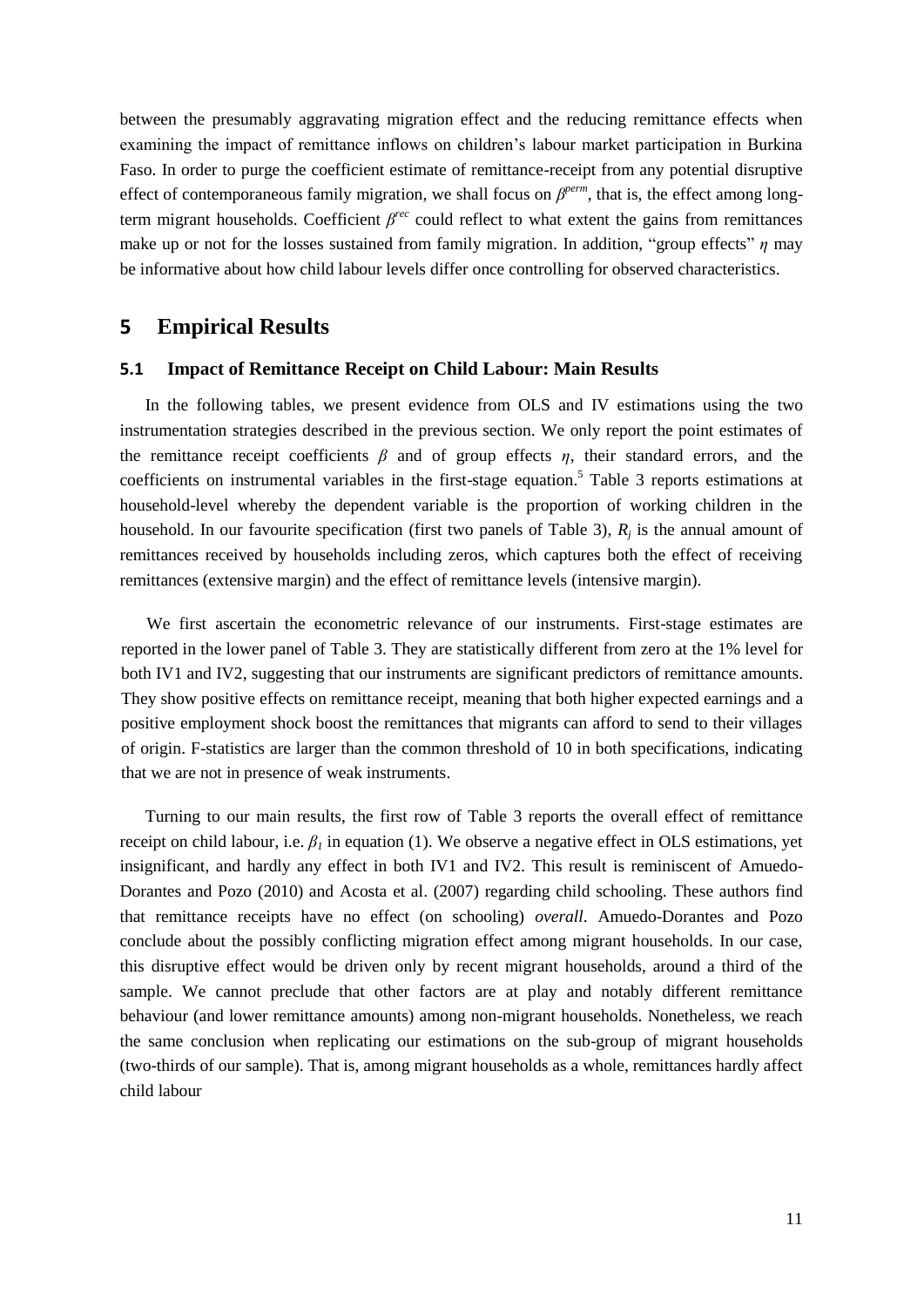between the presumably aggravating migration effect and the reducing remittance effects when examining the impact of remittance inflows on children's labour market participation in Burkina Faso. In order to purge the coefficient estimate of remittance-receipt from any potential disruptive effect of contemporaneous family migration, we shall focus on $\beta^{perm}$, that is, the effect among long-term migrant households. Coefficient $\beta^{rec}$ could reflect to what extent the gains from remittances make up or not for the losses sustained from family migration. In addition, "group effects" $\eta$ may be informative about how child labour levels differ once controlling for observed characteristics.

# 5 Empirical Results

## 5.1 Impact of Remittance Receipt on Child Labour: Main Results

In the following tables, we present evidence from OLS and IV estimations using the two instrumentation strategies described in the previous section. We only report the point estimates of the remittance receipt coefficients $\beta$ and of group effects $\eta$, their standard errors, and the coefficients on instrumental variables in the first-stage equation.[5] Table 3 reports estimations at household-level whereby the dependent variable is the proportion of working children in the household. In our favourite specification (first two panels of Table 3), $R_j$ is the annual amount of remittances received by households including zeros, which captures both the effect of receiving remittances (extensive margin) and the effect of remittance levels (intensive margin).

We first ascertain the econometric relevance of our instruments. First-stage estimates are reported in the lower panel of Table 3. They are statistically different from zero at the 1% level for both IV1 and IV2, suggesting that our instruments are significant predictors of remittance amounts. They show positive effects on remittance receipt, meaning that both higher expected earnings and a positive employment shock boost the remittances that migrants can afford to send to their villages of origin. F-statistics are larger than the common threshold of 10 in both specifications, indicating that we are not in presence of weak instruments.

Turning to our main results, the first row of Table 3 reports the overall effect of remittance receipt on child labour, i.e. $\beta_1$ in equation (1). We observe a negative effect in OLS estimations, yet insignificant, and hardly any effect in both IV1 and IV2. This result is reminiscent of Amuedo-Dorantes and Pozo (2010) and Acosta et al. (2007) regarding child schooling. These authors find that remittance receipts have no effect (on schooling) *overall*. Amuedo-Dorantes and Pozo conclude about the possibly conflicting migration effect among migrant households. In our case, this disruptive effect would be driven only by recent migrant households, around a third of the sample. We cannot preclude that other factors are at play and notably different remittance behaviour (and lower remittance amounts) among non-migrant households. Nonetheless, we reach the same conclusion when replicating our estimations on the sub-group of migrant households (two-thirds of our sample). That is, among migrant households as a whole, remittances hardly affect child labour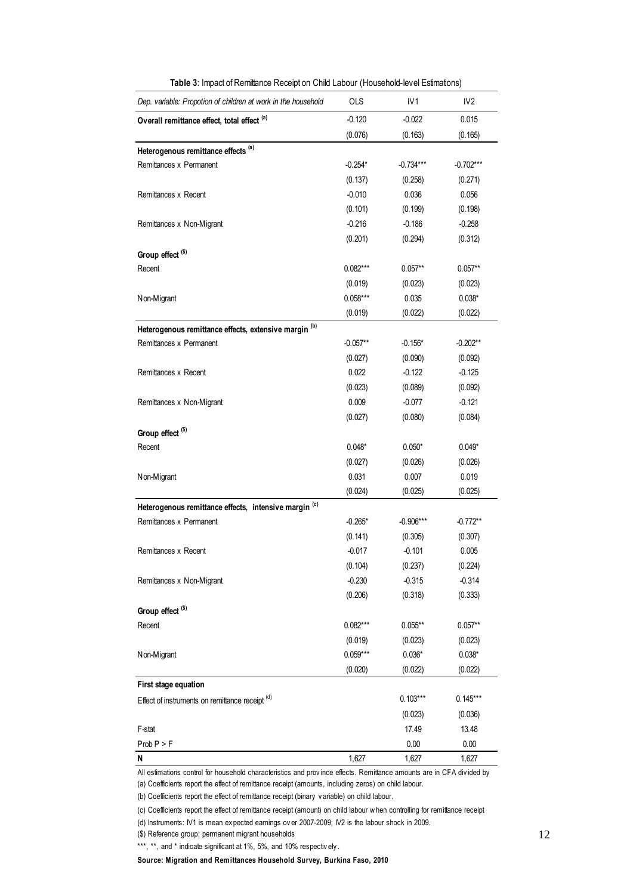**Table 3**: Impact of Remittance Receipt on Child Labour (Household-level Estimations)

| *Dep. variable: Propotion of children at work in the household* | OLS | IV1 | IV2 |
|---|---|---|---|
| **Overall remittance effect, total effect** [(a)] | -0.120 | -0.022 | 0.015 |
| | (0.076) | (0.163) | (0.165) |
| **Heterogenous remittance effects** [(a)] | | | |
| Remittances x Permanent | -0.254* | -0.734*** | -0.702*** |
| | (0.137) | (0.258) | (0.271) |
| Remittances x Recent | -0.010 | 0.036 | 0.056 |
| | (0.101) | (0.199) | (0.198) |
| Remittances x Non-Migrant | -0.216 | -0.186 | -0.258 |
| | (0.201) | (0.294) | (0.312) |
| **Group effect** [($)] | | | |
| Recent | 0.082*** | 0.057** | 0.057** |
| | (0.019) | (0.023) | (0.023) |
| Non-Migrant | 0.058*** | 0.035 | 0.038* |
| | (0.019) | (0.022) | (0.022) |
| **Heterogenous remittance effects, extensive margin** [(b)] | | | |
| Remittances x Permanent | -0.057** | -0.156* | -0.202** |
| | (0.027) | (0.090) | (0.092) |
| Remittances x Recent | 0.022 | -0.122 | -0.125 |
| | (0.023) | (0.089) | (0.092) |
| Remittances x Non-Migrant | 0.009 | -0.077 | -0.121 |
| | (0.027) | (0.080) | (0.084) |
| **Group effect** [($)] | | | |
| Recent | 0.048* | 0.050* | 0.049* |
| | (0.027) | (0.026) | (0.026) |
| Non-Migrant | 0.031 | 0.007 | 0.019 |
| | (0.024) | (0.025) | (0.025) |
| **Heterogenous remittance effects, intensive margin** [(c)] | | | |
| Remittances x Permanent | -0.265* | -0.906*** | -0.772** |
| | (0.141) | (0.305) | (0.307) |
| Remittances x Recent | -0.017 | -0.101 | 0.005 |
| | (0.104) | (0.237) | (0.224) |
| Remittances x Non-Migrant | -0.230 | -0.315 | -0.314 |
| | (0.206) | (0.318) | (0.333) |
| **Group effect** [($)] | | | |
| Recent | 0.082*** | 0.055** | 0.057** |
| | (0.019) | (0.023) | (0.023) |
| Non-Migrant | 0.059*** | 0.036* | 0.038* |
| | (0.020) | (0.022) | (0.022) |
| **First stage equation** | | | |
| Effect of instruments on remittance receipt [(d)] | | 0.103*** | 0.145*** |
| | | (0.023) | (0.036) |
| F-stat | | 17.49 | 13.48 |
| Prob P > F | | 0.00 | 0.00 |
| **N** | 1,627 | 1,627 | 1,627 |

All estimations control for household characteristics and province effects. Remittance amounts are in CFA divided by
(a) Coefficients report the effect of remittance receipt (amounts, including zeros) on child labour.

(b) Coefficients report the effect of remittance receipt (binary variable) on child labour.

(c) Coefficients report the effect of remittance receipt (amount) on child labour when controlling for remittance receipt

(d) Instruments: IV1 is mean expected earnings over 2007-2009; IV2 is the labour shock in 2009.

($) Reference group: permanent migrant households

***, **, and * indicate significant at 1%, 5%, and 10% respectively.

**Source: Migration and Remittances Household Survey, Burkina Faso, 2010**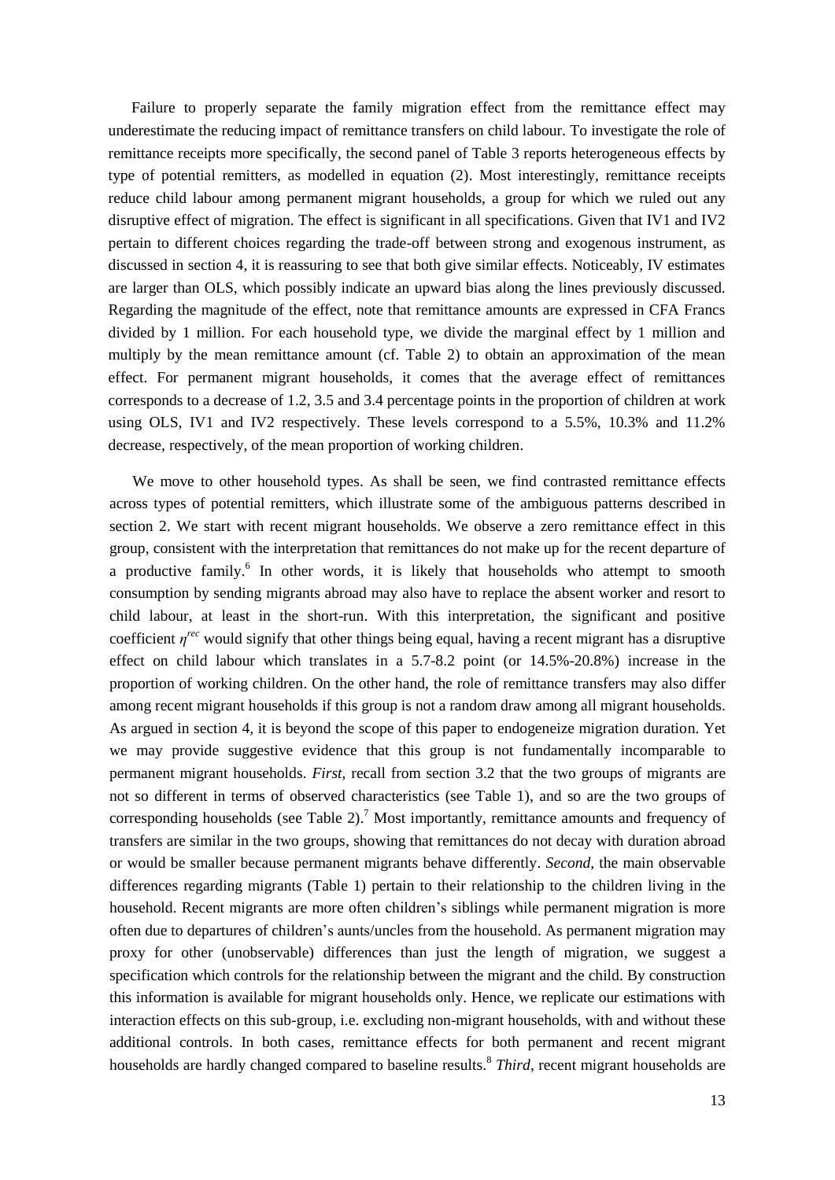Failure to properly separate the family migration effect from the remittance effect may underestimate the reducing impact of remittance transfers on child labour. To investigate the role of remittance receipts more specifically, the second panel of Table 3 reports heterogeneous effects by type of potential remitters, as modelled in equation (2). Most interestingly, remittance receipts reduce child labour among permanent migrant households, a group for which we ruled out any disruptive effect of migration. The effect is significant in all specifications. Given that IV1 and IV2 pertain to different choices regarding the trade-off between strong and exogenous instrument, as discussed in section 4, it is reassuring to see that both give similar effects. Noticeably, IV estimates are larger than OLS, which possibly indicate an upward bias along the lines previously discussed. Regarding the magnitude of the effect, note that remittance amounts are expressed in CFA Francs divided by 1 million. For each household type, we divide the marginal effect by 1 million and multiply by the mean remittance amount (cf. Table 2) to obtain an approximation of the mean effect. For permanent migrant households, it comes that the average effect of remittances corresponds to a decrease of 1.2, 3.5 and 3.4 percentage points in the proportion of children at work using OLS, IV1 and IV2 respectively. These levels correspond to a 5.5%, 10.3% and 11.2% decrease, respectively, of the mean proportion of working children.

We move to other household types. As shall be seen, we find contrasted remittance effects across types of potential remitters, which illustrate some of the ambiguous patterns described in section 2. We start with recent migrant households. We observe a zero remittance effect in this group, consistent with the interpretation that remittances do not make up for the recent departure of a productive family.[6] In other words, it is likely that households who attempt to smooth consumption by sending migrants abroad may also have to replace the absent worker and resort to child labour, at least in the short-run. With this interpretation, the significant and positive coefficient $\eta^{rec}$ would signify that other things being equal, having a recent migrant has a disruptive effect on child labour which translates in a 5.7-8.2 point (or 14.5%-20.8%) increase in the proportion of working children. On the other hand, the role of remittance transfers may also differ among recent migrant households if this group is not a random draw among all migrant households. As argued in section 4, it is beyond the scope of this paper to endogeneize migration duration. Yet we may provide suggestive evidence that this group is not fundamentally incomparable to permanent migrant households. *First*, recall from section 3.2 that the two groups of migrants are not so different in terms of observed characteristics (see Table 1), and so are the two groups of corresponding households (see Table 2).[7] Most importantly, remittance amounts and frequency of transfers are similar in the two groups, showing that remittances do not decay with duration abroad or would be smaller because permanent migrants behave differently. *Second*, the main observable differences regarding migrants (Table 1) pertain to their relationship to the children living in the household. Recent migrants are more often children's siblings while permanent migration is more often due to departures of children's aunts/uncles from the household. As permanent migration may proxy for other (unobservable) differences than just the length of migration, we suggest a specification which controls for the relationship between the migrant and the child. By construction this information is available for migrant households only. Hence, we replicate our estimations with interaction effects on this sub-group, i.e. excluding non-migrant households, with and without these additional controls. In both cases, remittance effects for both permanent and recent migrant households are hardly changed compared to baseline results.[8] *Third*, recent migrant households are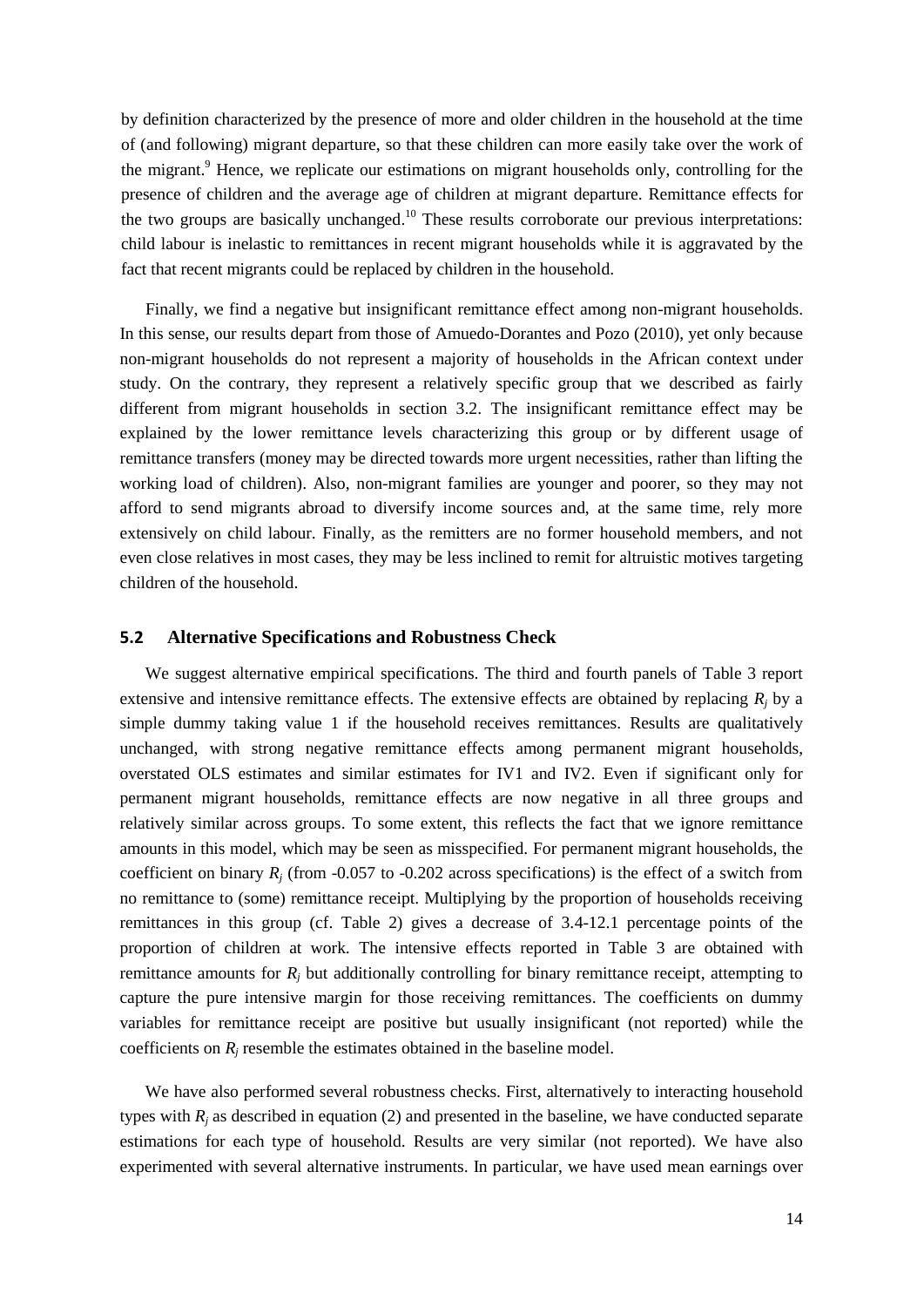by definition characterized by the presence of more and older children in the household at the time of (and following) migrant departure, so that these children can more easily take over the work of the migrant.[9] Hence, we replicate our estimations on migrant households only, controlling for the presence of children and the average age of children at migrant departure. Remittance effects for the two groups are basically unchanged.[10] These results corroborate our previous interpretations: child labour is inelastic to remittances in recent migrant households while it is aggravated by the fact that recent migrants could be replaced by children in the household.

Finally, we find a negative but insignificant remittance effect among non-migrant households. In this sense, our results depart from those of Amuedo-Dorantes and Pozo (2010), yet only because non-migrant households do not represent a majority of households in the African context under study. On the contrary, they represent a relatively specific group that we described as fairly different from migrant households in section 3.2. The insignificant remittance effect may be explained by the lower remittance levels characterizing this group or by different usage of remittance transfers (money may be directed towards more urgent necessities, rather than lifting the working load of children). Also, non-migrant families are younger and poorer, so they may not afford to send migrants abroad to diversify income sources and, at the same time, rely more extensively on child labour. Finally, as the remitters are no former household members, and not even close relatives in most cases, they may be less inclined to remit for altruistic motives targeting children of the household.

### 5.2 Alternative Specifications and Robustness Check

We suggest alternative empirical specifications. The third and fourth panels of Table 3 report extensive and intensive remittance effects. The extensive effects are obtained by replacing $R_j$ by a simple dummy taking value 1 if the household receives remittances. Results are qualitatively unchanged, with strong negative remittance effects among permanent migrant households, overstated OLS estimates and similar estimates for IV1 and IV2. Even if significant only for permanent migrant households, remittance effects are now negative in all three groups and relatively similar across groups. To some extent, this reflects the fact that we ignore remittance amounts in this model, which may be seen as misspecified. For permanent migrant households, the coefficient on binary $R_j$ (from -0.057 to -0.202 across specifications) is the effect of a switch from no remittance to (some) remittance receipt. Multiplying by the proportion of households receiving remittances in this group (cf. Table 2) gives a decrease of 3.4-12.1 percentage points of the proportion of children at work. The intensive effects reported in Table 3 are obtained with remittance amounts for $R_j$ but additionally controlling for binary remittance receipt, attempting to capture the pure intensive margin for those receiving remittances. The coefficients on dummy variables for remittance receipt are positive but usually insignificant (not reported) while the coefficients on $R_j$ resemble the estimates obtained in the baseline model.

We have also performed several robustness checks. First, alternatively to interacting household types with $R_j$ as described in equation (2) and presented in the baseline, we have conducted separate estimations for each type of household. Results are very similar (not reported). We have also experimented with several alternative instruments. In particular, we have used mean earnings over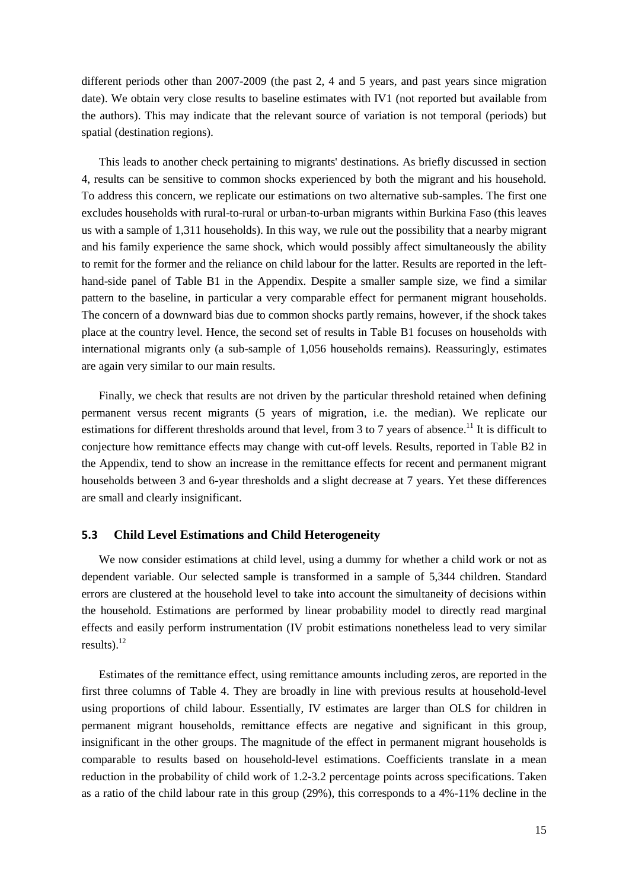different periods other than 2007-2009 (the past 2, 4 and 5 years, and past years since migration date). We obtain very close results to baseline estimates with IV1 (not reported but available from the authors). This may indicate that the relevant source of variation is not temporal (periods) but spatial (destination regions).

This leads to another check pertaining to migrants' destinations. As briefly discussed in section 4, results can be sensitive to common shocks experienced by both the migrant and his household. To address this concern, we replicate our estimations on two alternative sub-samples. The first one excludes households with rural-to-rural or urban-to-urban migrants within Burkina Faso (this leaves us with a sample of 1,311 households). In this way, we rule out the possibility that a nearby migrant and his family experience the same shock, which would possibly affect simultaneously the ability to remit for the former and the reliance on child labour for the latter. Results are reported in the left-hand-side panel of Table B1 in the Appendix. Despite a smaller sample size, we find a similar pattern to the baseline, in particular a very comparable effect for permanent migrant households. The concern of a downward bias due to common shocks partly remains, however, if the shock takes place at the country level. Hence, the second set of results in Table B1 focuses on households with international migrants only (a sub-sample of 1,056 households remains). Reassuringly, estimates are again very similar to our main results.

Finally, we check that results are not driven by the particular threshold retained when defining permanent versus recent migrants (5 years of migration, i.e. the median). We replicate our estimations for different thresholds around that level, from 3 to 7 years of absence.[11] It is difficult to conjecture how remittance effects may change with cut-off levels. Results, reported in Table B2 in the Appendix, tend to show an increase in the remittance effects for recent and permanent migrant households between 3 and 6-year thresholds and a slight decrease at 7 years. Yet these differences are small and clearly insignificant.

### 5.3 Child Level Estimations and Child Heterogeneity

We now consider estimations at child level, using a dummy for whether a child work or not as dependent variable. Our selected sample is transformed in a sample of 5,344 children. Standard errors are clustered at the household level to take into account the simultaneity of decisions within the household. Estimations are performed by linear probability model to directly read marginal effects and easily perform instrumentation (IV probit estimations nonetheless lead to very similar results).[12]

Estimates of the remittance effect, using remittance amounts including zeros, are reported in the first three columns of Table 4. They are broadly in line with previous results at household-level using proportions of child labour. Essentially, IV estimates are larger than OLS for children in permanent migrant households, remittance effects are negative and significant in this group, insignificant in the other groups. The magnitude of the effect in permanent migrant households is comparable to results based on household-level estimations. Coefficients translate in a mean reduction in the probability of child work of 1.2-3.2 percentage points across specifications. Taken as a ratio of the child labour rate in this group (29%), this corresponds to a 4%-11% decline in the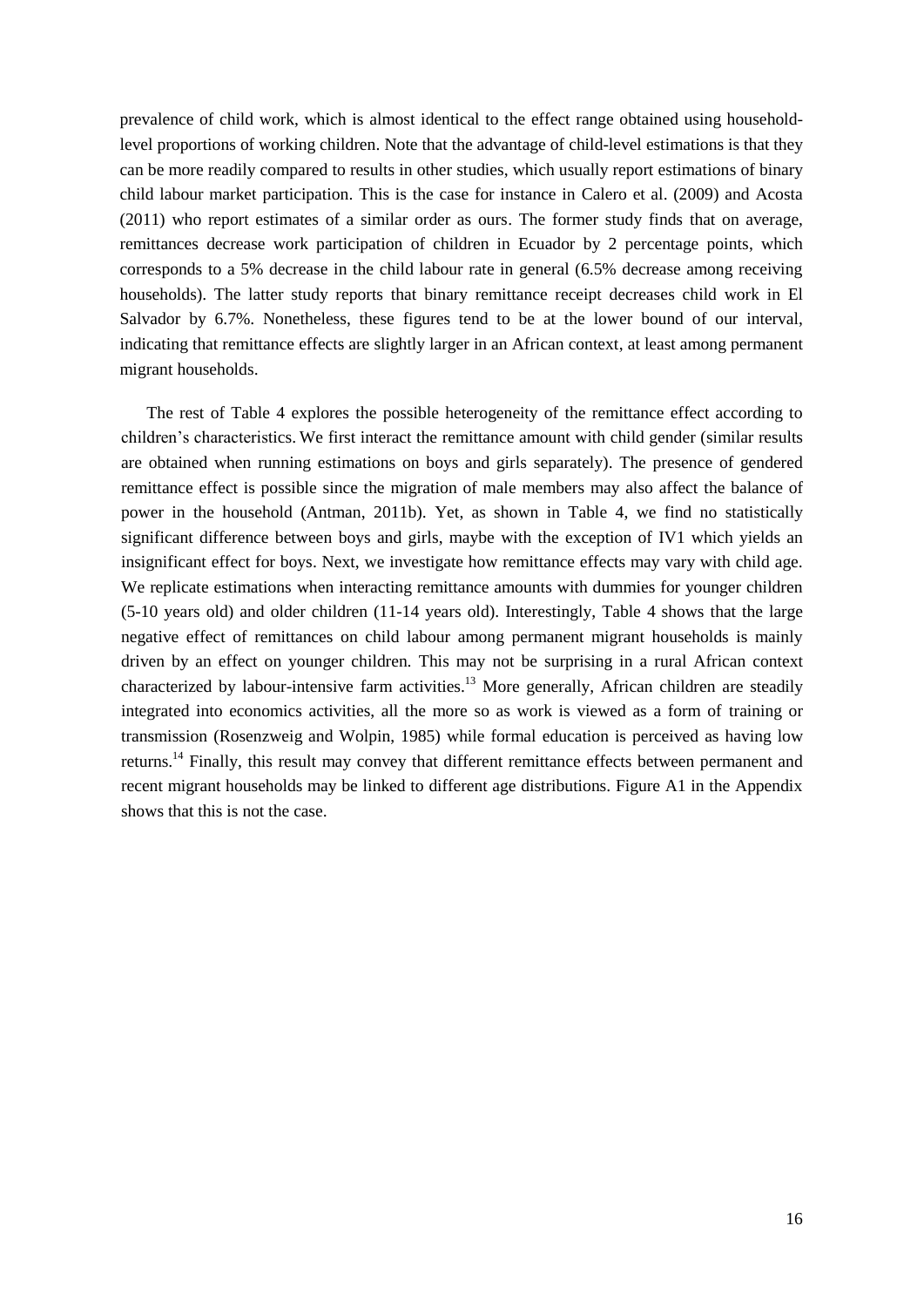prevalence of child work, which is almost identical to the effect range obtained using household-level proportions of working children. Note that the advantage of child-level estimations is that they can be more readily compared to results in other studies, which usually report estimations of binary child labour market participation. This is the case for instance in Calero et al. (2009) and Acosta (2011) who report estimates of a similar order as ours. The former study finds that on average, remittances decrease work participation of children in Ecuador by 2 percentage points, which corresponds to a 5% decrease in the child labour rate in general (6.5% decrease among receiving households). The latter study reports that binary remittance receipt decreases child work in El Salvador by 6.7%. Nonetheless, these figures tend to be at the lower bound of our interval, indicating that remittance effects are slightly larger in an African context, at least among permanent migrant households.

The rest of Table 4 explores the possible heterogeneity of the remittance effect according to children's characteristics. We first interact the remittance amount with child gender (similar results are obtained when running estimations on boys and girls separately). The presence of gendered remittance effect is possible since the migration of male members may also affect the balance of power in the household (Antman, 2011b). Yet, as shown in Table 4, we find no statistically significant difference between boys and girls, maybe with the exception of IV1 which yields an insignificant effect for boys. Next, we investigate how remittance effects may vary with child age. We replicate estimations when interacting remittance amounts with dummies for younger children (5-10 years old) and older children (11-14 years old). Interestingly, Table 4 shows that the large negative effect of remittances on child labour among permanent migrant households is mainly driven by an effect on younger children. This may not be surprising in a rural African context characterized by labour-intensive farm activities.[13] More generally, African children are steadily integrated into economics activities, all the more so as work is viewed as a form of training or transmission (Rosenzweig and Wolpin, 1985) while formal education is perceived as having low returns.[14] Finally, this result may convey that different remittance effects between permanent and recent migrant households may be linked to different age distributions. Figure A1 in the Appendix shows that this is not the case.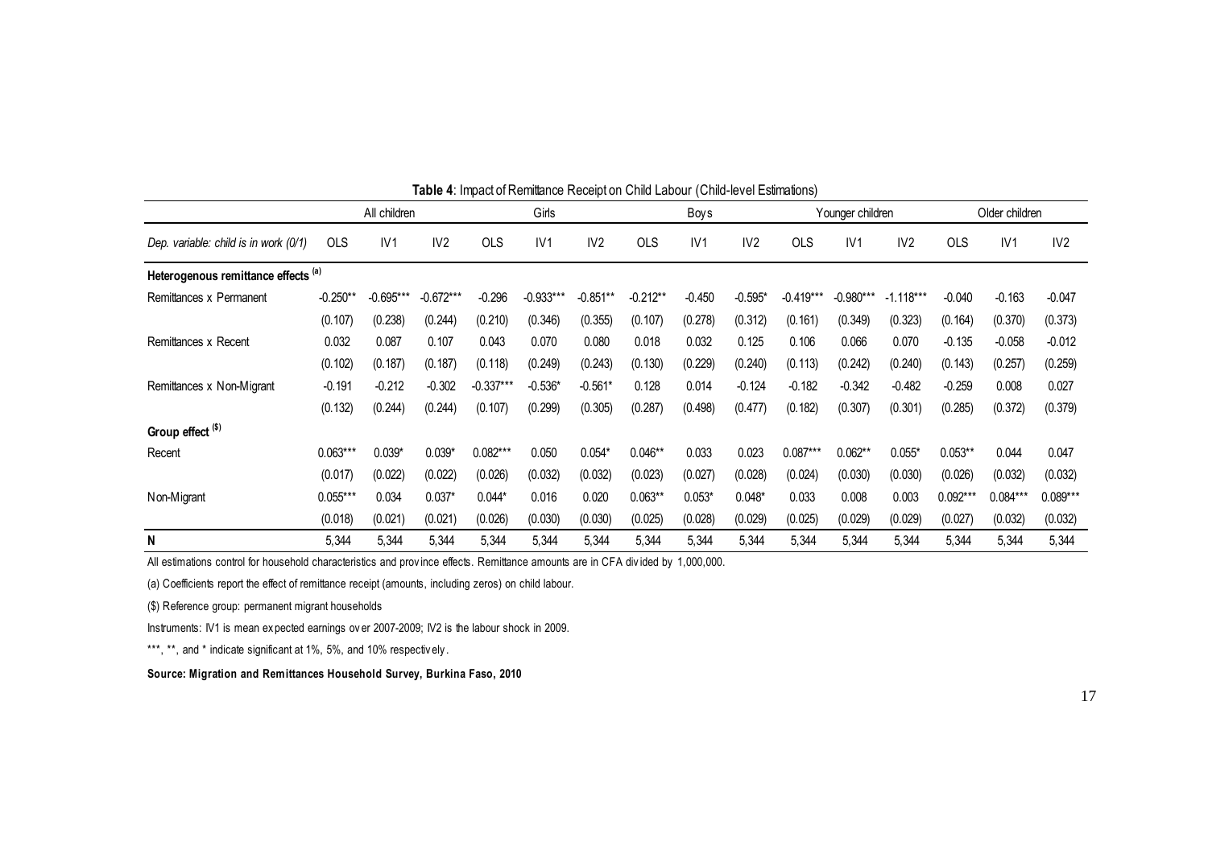**Table 4**: Impact of Remittance Receipt on Child Labour (Child-level Estimations)

| | All children | | | Girls | | | Boys | | | Younger children | | | Older children | | |
|---|---|---|---|---|---|---|---|---|---|---|---|---|---|---|---|
| *Dep. variable: child is in work (0/1)* | OLS | IV1 | IV2 | OLS | IV1 | IV2 | OLS | IV1 | IV2 | OLS | IV1 | IV2 | OLS | IV1 | IV2 |
| **Heterogenous remittance effects [(a)]** | | | | | | | | | | | | | | | |
| Remittances x Permanent | -0.250** | -0.695*** | -0.672*** | -0.296 | -0.933*** | -0.851** | -0.212** | -0.450 | -0.595* | -0.419*** | -0.980*** | -1.118*** | -0.040 | -0.163 | -0.047 |
| | (0.107) | (0.238) | (0.244) | (0.210) | (0.346) | (0.355) | (0.107) | (0.278) | (0.312) | (0.161) | (0.349) | (0.323) | (0.164) | (0.370) | (0.373) |
| Remittances x Recent | 0.032 | 0.087 | 0.107 | 0.043 | 0.070 | 0.080 | 0.018 | 0.032 | 0.125 | 0.106 | 0.066 | 0.070 | -0.135 | -0.058 | -0.012 |
| | (0.102) | (0.187) | (0.187) | (0.118) | (0.249) | (0.243) | (0.130) | (0.229) | (0.240) | (0.113) | (0.242) | (0.240) | (0.143) | (0.257) | (0.259) |
| Remittances x Non-Migrant | -0.191 | -0.212 | -0.302 | -0.337*** | -0.536* | -0.561* | 0.128 | 0.014 | -0.124 | -0.182 | -0.342 | -0.482 | -0.259 | 0.008 | 0.027 |
| | (0.132) | (0.244) | (0.244) | (0.107) | (0.299) | (0.305) | (0.287) | (0.498) | (0.477) | (0.182) | (0.307) | (0.301) | (0.285) | (0.372) | (0.379) |
| **Group effect [($)]** | | | | | | | | | | | | | | | |
| Recent | 0.063*** | 0.039* | 0.039* | 0.082*** | 0.050 | 0.054* | 0.046** | 0.033 | 0.023 | 0.087*** | 0.062** | 0.055* | 0.053** | 0.044 | 0.047 |
| | (0.017) | (0.022) | (0.022) | (0.026) | (0.032) | (0.032) | (0.023) | (0.027) | (0.028) | (0.024) | (0.030) | (0.030) | (0.026) | (0.032) | (0.032) |
| Non-Migrant | 0.055*** | 0.034 | 0.037* | 0.044* | 0.016 | 0.020 | 0.063** | 0.053* | 0.048* | 0.033 | 0.008 | 0.003 | 0.092*** | 0.084*** | 0.089*** |
| | (0.018) | (0.021) | (0.021) | (0.026) | (0.030) | (0.030) | (0.025) | (0.028) | (0.029) | (0.025) | (0.029) | (0.029) | (0.027) | (0.032) | (0.032) |
| **N** | 5,344 | 5,344 | 5,344 | 5,344 | 5,344 | 5,344 | 5,344 | 5,344 | 5,344 | 5,344 | 5,344 | 5,344 | 5,344 | 5,344 | 5,344 |

All estimations control for household characteristics and province effects. Remittance amounts are in CFA divided by 1,000,000.

(a) Coefficients report the effect of remittance receipt (amounts, including zeros) on child labour.

($) Reference group: permanent migrant households

Instruments: IV1 is mean expected earnings over 2007-2009; IV2 is the labour shock in 2009.

***, **, and * indicate significant at 1%, 5%, and 10% respectively.

**Source: Migration and Remittances Household Survey, Burkina Faso, 2010**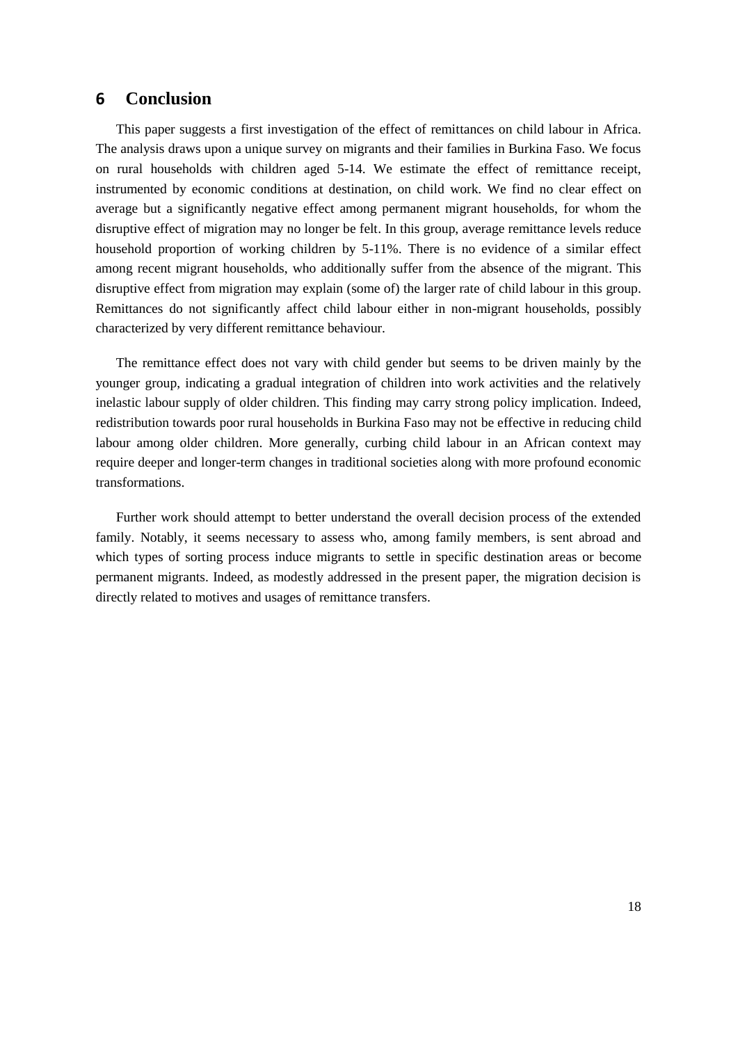## 6 Conclusion

This paper suggests a first investigation of the effect of remittances on child labour in Africa. The analysis draws upon a unique survey on migrants and their families in Burkina Faso. We focus on rural households with children aged 5-14. We estimate the effect of remittance receipt, instrumented by economic conditions at destination, on child work. We find no clear effect on average but a significantly negative effect among permanent migrant households, for whom the disruptive effect of migration may no longer be felt. In this group, average remittance levels reduce household proportion of working children by 5-11%. There is no evidence of a similar effect among recent migrant households, who additionally suffer from the absence of the migrant. This disruptive effect from migration may explain (some of) the larger rate of child labour in this group. Remittances do not significantly affect child labour either in non-migrant households, possibly characterized by very different remittance behaviour.

The remittance effect does not vary with child gender but seems to be driven mainly by the younger group, indicating a gradual integration of children into work activities and the relatively inelastic labour supply of older children. This finding may carry strong policy implication. Indeed, redistribution towards poor rural households in Burkina Faso may not be effective in reducing child labour among older children. More generally, curbing child labour in an African context may require deeper and longer-term changes in traditional societies along with more profound economic transformations.

Further work should attempt to better understand the overall decision process of the extended family. Notably, it seems necessary to assess who, among family members, is sent abroad and which types of sorting process induce migrants to settle in specific destination areas or become permanent migrants. Indeed, as modestly addressed in the present paper, the migration decision is directly related to motives and usages of remittance transfers.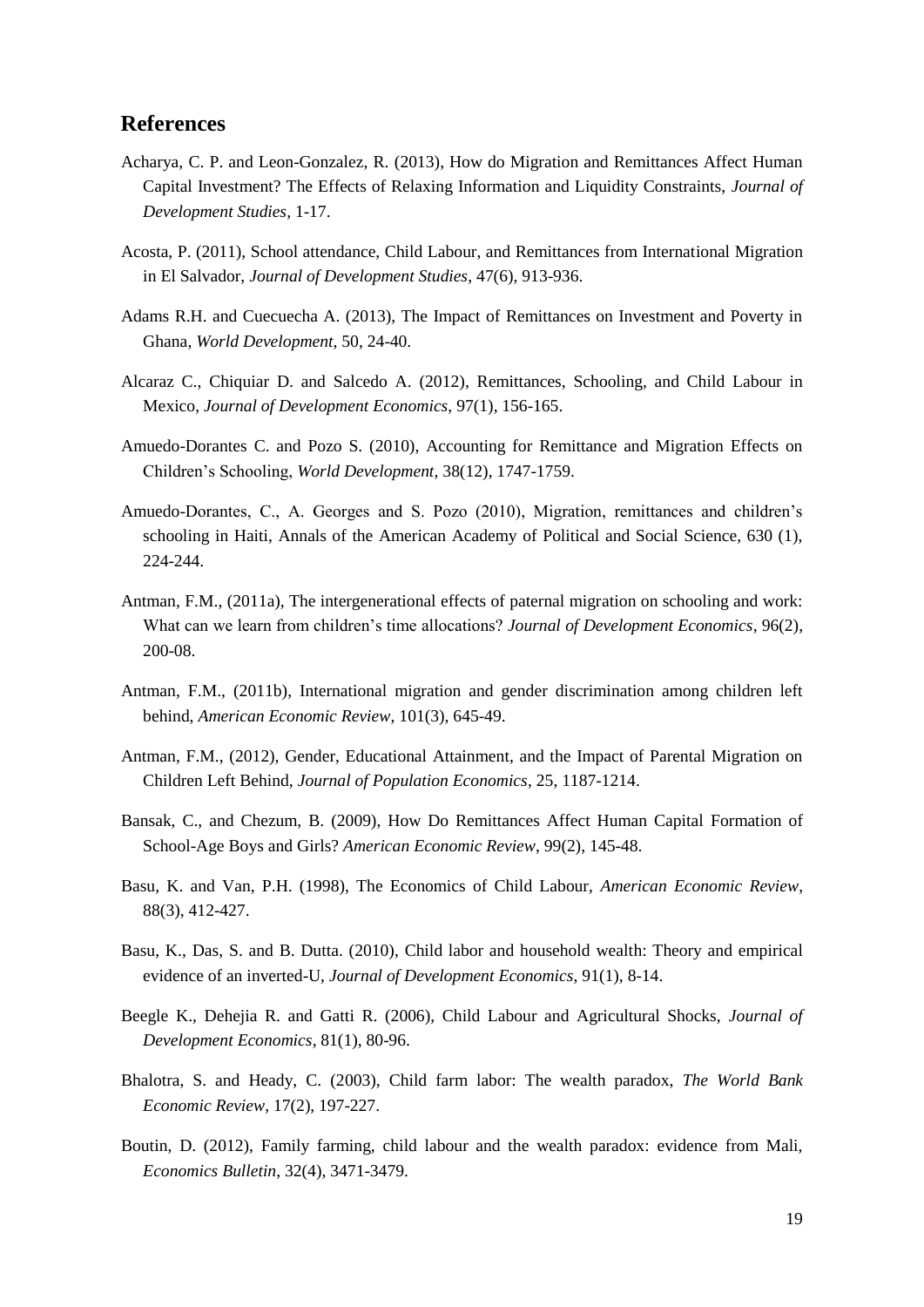## References

Acharya, C. P. and Leon-Gonzalez, R. (2013), How do Migration and Remittances Affect Human Capital Investment? The Effects of Relaxing Information and Liquidity Constraints, *Journal of Development Studies*, 1-17.

Acosta, P. (2011), School attendance, Child Labour, and Remittances from International Migration in El Salvador, *Journal of Development Studies*, 47(6), 913-936.

Adams R.H. and Cuecuecha A. (2013), The Impact of Remittances on Investment and Poverty in Ghana, *World Development*, 50, 24-40.

Alcaraz C., Chiquiar D. and Salcedo A. (2012), Remittances, Schooling, and Child Labour in Mexico, *Journal of Development Economics*, 97(1), 156-165.

Amuedo-Dorantes C. and Pozo S. (2010), Accounting for Remittance and Migration Effects on Children's Schooling, *World Development*, 38(12), 1747-1759.

Amuedo-Dorantes, C., A. Georges and S. Pozo (2010), Migration, remittances and children's schooling in Haiti, Annals of the American Academy of Political and Social Science, 630 (1), 224-244.

Antman, F.M., (2011a), The intergenerational effects of paternal migration on schooling and work: What can we learn from children's time allocations? *Journal of Development Economics*, 96(2), 200-08.

Antman, F.M., (2011b), International migration and gender discrimination among children left behind, *American Economic Review*, 101(3), 645-49.

Antman, F.M., (2012), Gender, Educational Attainment, and the Impact of Parental Migration on Children Left Behind, *Journal of Population Economics*, 25, 1187-1214.

Bansak, C., and Chezum, B. (2009), How Do Remittances Affect Human Capital Formation of School-Age Boys and Girls? *American Economic Review*, 99(2), 145-48.

Basu, K. and Van, P.H. (1998), The Economics of Child Labour, *American Economic Review*, 88(3), 412-427.

Basu, K., Das, S. and B. Dutta. (2010), Child labor and household wealth: Theory and empirical evidence of an inverted-U, *Journal of Development Economics*, 91(1), 8-14.

Beegle K., Dehejia R. and Gatti R. (2006), Child Labour and Agricultural Shocks, *Journal of Development Economics*, 81(1), 80-96.

Bhalotra, S. and Heady, C. (2003), Child farm labor: The wealth paradox, *The World Bank Economic Review*, 17(2), 197-227.

Boutin, D. (2012), Family farming, child labour and the wealth paradox: evidence from Mali, *Economics Bulletin*, 32(4), 3471-3479.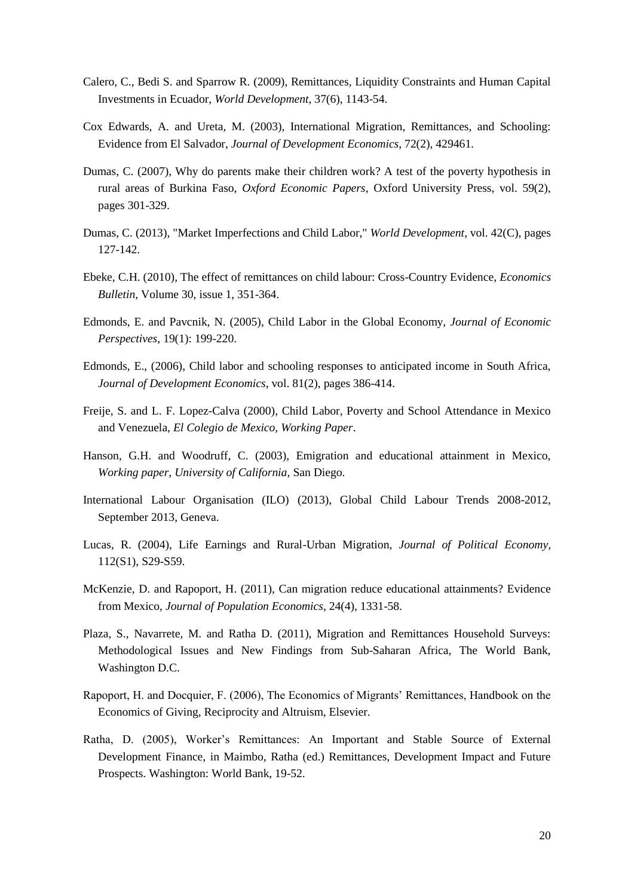Calero, C., Bedi S. and Sparrow R. (2009), Remittances, Liquidity Constraints and Human Capital Investments in Ecuador, *World Development*, 37(6), 1143-54.

Cox Edwards, A. and Ureta, M. (2003), International Migration, Remittances, and Schooling: Evidence from El Salvador, *Journal of Development Economics*, 72(2), 429461.

Dumas, C. (2007), Why do parents make their children work? A test of the poverty hypothesis in rural areas of Burkina Faso, *Oxford Economic Papers*, Oxford University Press, vol. 59(2), pages 301-329.

Dumas, C. (2013), "Market Imperfections and Child Labor," *World Development*, vol. 42(C), pages 127-142.

Ebeke, C.H. (2010), The effect of remittances on child labour: Cross-Country Evidence, *Economics Bulletin*, Volume 30, issue 1, 351-364.

Edmonds, E. and Pavcnik, N. (2005), Child Labor in the Global Economy, *Journal of Economic Perspectives*, 19(1): 199-220.

Edmonds, E., (2006), Child labor and schooling responses to anticipated income in South Africa, *Journal of Development Economics*, vol. 81(2), pages 386-414.

Freije, S. and L. F. Lopez-Calva (2000), Child Labor, Poverty and School Attendance in Mexico and Venezuela, *El Colegio de Mexico, Working Paper*.

Hanson, G.H. and Woodruff, C. (2003), Emigration and educational attainment in Mexico, *Working paper, University of California*, San Diego.

International Labour Organisation (ILO) (2013), Global Child Labour Trends 2008-2012, September 2013, Geneva.

Lucas, R. (2004), Life Earnings and Rural-Urban Migration, *Journal of Political Economy*, 112(S1), S29-S59.

McKenzie, D. and Rapoport, H. (2011), Can migration reduce educational attainments? Evidence from Mexico, *Journal of Population Economics*, 24(4), 1331-58.

Plaza, S., Navarrete, M. and Ratha D. (2011), Migration and Remittances Household Surveys: Methodological Issues and New Findings from Sub-Saharan Africa, The World Bank, Washington D.C.

Rapoport, H. and Docquier, F. (2006), The Economics of Migrants' Remittances, Handbook on the Economics of Giving, Reciprocity and Altruism, Elsevier.

Ratha, D. (2005), Worker's Remittances: An Important and Stable Source of External Development Finance, in Maimbo, Ratha (ed.) Remittances, Development Impact and Future Prospects. Washington: World Bank, 19-52.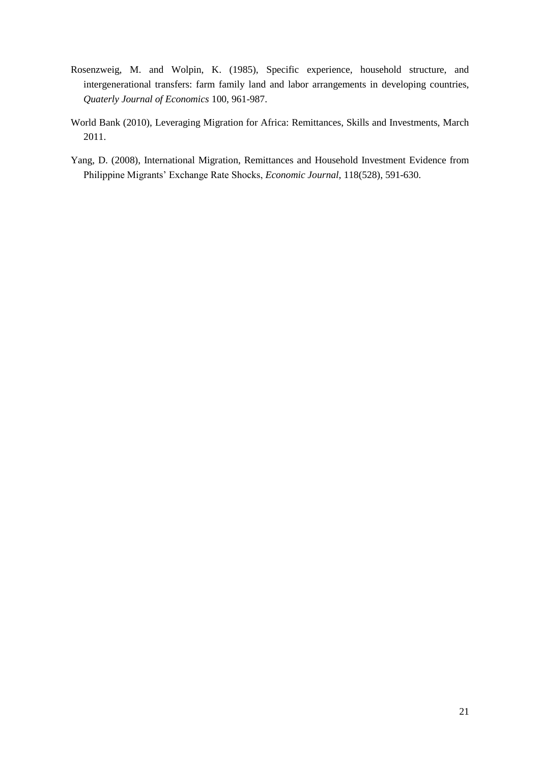Rosenzweig, M. and Wolpin, K. (1985), Specific experience, household structure, and intergenerational transfers: farm family land and labor arrangements in developing countries, *Quaterly Journal of Economics* 100, 961-987.

World Bank (2010), Leveraging Migration for Africa: Remittances, Skills and Investments, March 2011.

Yang, D. (2008), International Migration, Remittances and Household Investment Evidence from Philippine Migrants' Exchange Rate Shocks, *Economic Journal*, 118(528), 591-630.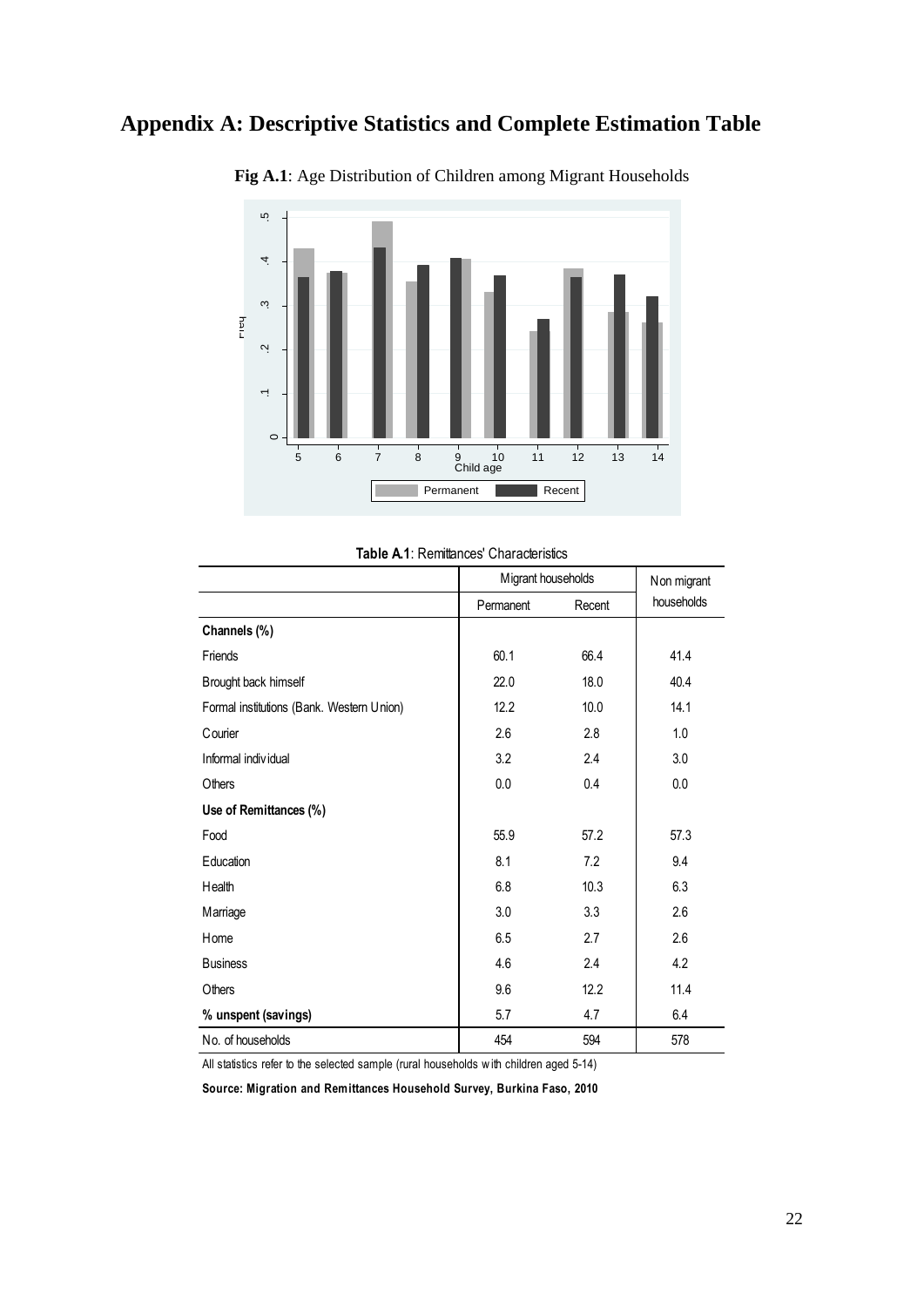# Appendix A: Descriptive Statistics and Complete Estimation Table

**Fig A.1**: Age Distribution of Children among Migrant Households

**Table A.1**: Remittances' Characteristics

| | Migrant households | | Non migrant households |
|---|---|---|---|
| | Permanent | Recent | |
| **Channels (%)** | | | |
| Friends | 60.1 | 66.4 | 41.4 |
| Brought back himself | 22.0 | 18.0 | 40.4 |
| Formal institutions (Bank. Western Union) | 12.2 | 10.0 | 14.1 |
| Courier | 2.6 | 2.8 | 1.0 |
| Informal individual | 3.2 | 2.4 | 3.0 |
| Others | 0.0 | 0.4 | 0.0 |
| **Use of Remittances (%)** | | | |
| Food | 55.9 | 57.2 | 57.3 |
| Education | 8.1 | 7.2 | 9.4 |
| Health | 6.8 | 10.3 | 6.3 |
| Marriage | 3.0 | 3.3 | 2.6 |
| Home | 6.5 | 2.7 | 2.6 |
| Business | 4.6 | 2.4 | 4.2 |
| Others | 9.6 | 12.2 | 11.4 |
| **% unspent (savings)** | 5.7 | 4.7 | 6.4 |
| No. of households | 454 | 594 | 578 |

All statistics refer to the selected sample (rural households with children aged 5-14)

**Source: Migration and Remittances Household Survey, Burkina Faso, 2010**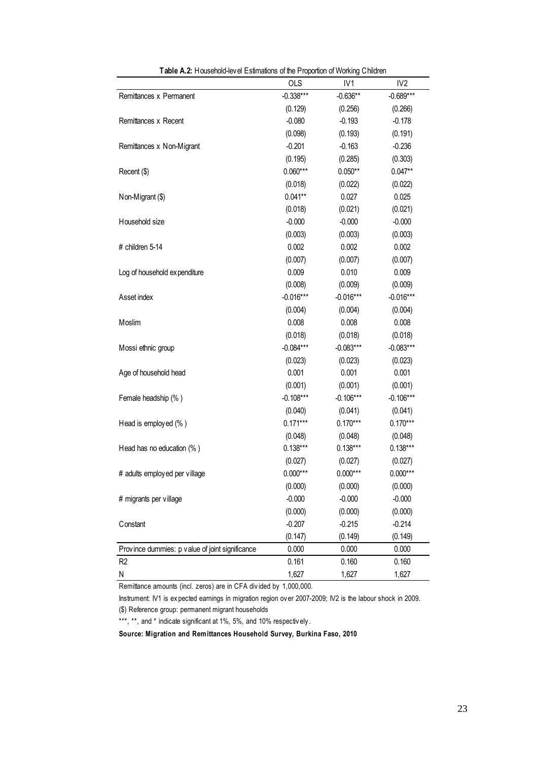**Table A.2:** Household-level Estimations of the Proportion of Working Children

| | OLS | IV1 | IV2 |
|---|---|---|---|
| Remittances x Permanent | -0.338*** | -0.636** | -0.689*** |
| | (0.129) | (0.256) | (0.266) |
| Remittances x Recent | -0.080 | -0.193 | -0.178 |
| | (0.098) | (0.193) | (0.191) |
| Remittances x Non-Migrant | -0.201 | -0.163 | -0.236 |
| | (0.195) | (0.285) | (0.303) |
| Recent ($) | 0.060*** | 0.050** | 0.047** |
| | (0.018) | (0.022) | (0.022) |
| Non-Migrant ($) | 0.041** | 0.027 | 0.025 |
| | (0.018) | (0.021) | (0.021) |
| Household size | -0.000 | -0.000 | -0.000 |
| | (0.003) | (0.003) | (0.003) |
| # children 5-14 | 0.002 | 0.002 | 0.002 |
| | (0.007) | (0.007) | (0.007) |
| Log of household expenditure | 0.009 | 0.010 | 0.009 |
| | (0.008) | (0.009) | (0.009) |
| Asset index | -0.016*** | -0.016*** | -0.016*** |
| | (0.004) | (0.004) | (0.004) |
| Moslim | 0.008 | 0.008 | 0.008 |
| | (0.018) | (0.018) | (0.018) |
| Mossi ethnic group | -0.084*** | -0.083*** | -0.083*** |
| | (0.023) | (0.023) | (0.023) |
| Age of household head | 0.001 | 0.001 | 0.001 |
| | (0.001) | (0.001) | (0.001) |
| Female headship (%) | -0.108*** | -0.106*** | -0.106*** |
| | (0.040) | (0.041) | (0.041) |
| Head is employed (%) | 0.171*** | 0.170*** | 0.170*** |
| | (0.048) | (0.048) | (0.048) |
| Head has no education (%) | 0.138*** | 0.138*** | 0.138*** |
| | (0.027) | (0.027) | (0.027) |
| # adults employed per village | 0.000*** | 0.000*** | 0.000*** |
| | (0.000) | (0.000) | (0.000) |
| # migrants per village | -0.000 | -0.000 | -0.000 |
| | (0.000) | (0.000) | (0.000) |
| Constant | -0.207 | -0.215 | -0.214 |
| | (0.147) | (0.149) | (0.149) |
| Province dummies: p value of joint significance | 0.000 | 0.000 | 0.000 |
| R2 | 0.161 | 0.160 | 0.160 |
| N | 1,627 | 1,627 | 1,627 |

Remittance amounts (incl. zeros) are in CFA divided by 1,000,000.

Instrument: IV1 is expected earnings in migration region over 2007-2009; IV2 is the labour shock in 2009.

($) Reference group: permanent migrant households

***, **, and * indicate significant at 1%, 5%, and 10% respectively.

**Source: Migration and Remittances Household Survey, Burkina Faso, 2010**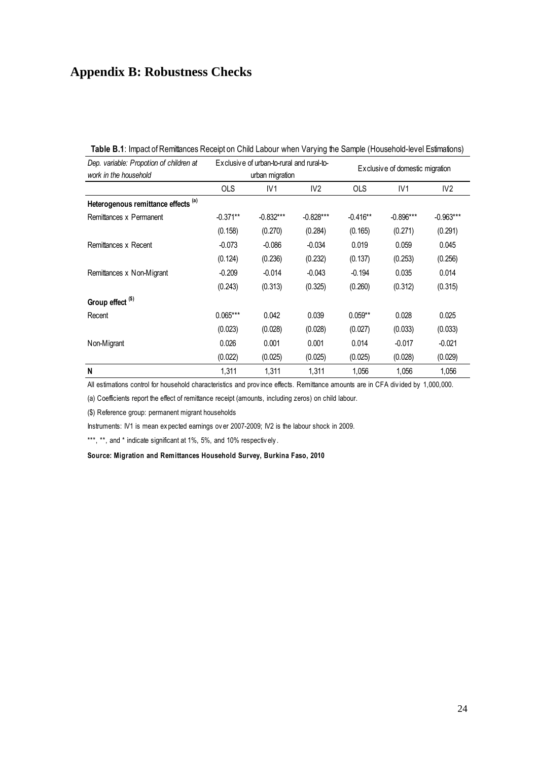# Appendix B: Robustness Checks

**Table B.1**: Impact of Remittances Receipt on Child Labour when Varying the Sample (Household-level Estimations)

| *Dep. variable: Propotion of children at work in the household* | Exclusive of urban-to-rural and rural-to-urban migration | | | Exclusive of domestic migration | | |
|---|---|---|---|---|---|---|
| | OLS | IV1 | IV2 | OLS | IV1 | IV2 |
| **Heterogenous remittance effects** [(a)] | | | | | | |
| Remittances x Permanent | -0.371** | -0.832*** | -0.828*** | -0.416** | -0.896*** | -0.963*** |
| | (0.158) | (0.270) | (0.284) | (0.165) | (0.271) | (0.291) |
| Remittances x Recent | -0.073 | -0.086 | -0.034 | 0.019 | 0.059 | 0.045 |
| | (0.124) | (0.236) | (0.232) | (0.137) | (0.253) | (0.256) |
| Remittances x Non-Migrant | -0.209 | -0.014 | -0.043 | -0.194 | 0.035 | 0.014 |
| | (0.243) | (0.313) | (0.325) | (0.260) | (0.312) | (0.315) |
| **Group effect** [($)] | | | | | | |
| Recent | 0.065*** | 0.042 | 0.039 | 0.059** | 0.028 | 0.025 |
| | (0.023) | (0.028) | (0.028) | (0.027) | (0.033) | (0.033) |
| Non-Migrant | 0.026 | 0.001 | 0.001 | 0.014 | -0.017 | -0.021 |
| | (0.022) | (0.025) | (0.025) | (0.025) | (0.028) | (0.029) |
| **N** | 1,311 | 1,311 | 1,311 | 1,056 | 1,056 | 1,056 |

All estimations control for household characteristics and province effects. Remittance amounts are in CFA divided by 1,000,000.

(a) Coefficients report the effect of remittance receipt (amounts, including zeros) on child labour.

($) Reference group: permanent migrant households

Instruments: IV1 is mean expected earnings over 2007-2009; IV2 is the labour shock in 2009.

***, **, and * indicate significant at 1%, 5%, and 10% respectively.

**Source: Migration and Remittances Household Survey, Burkina Faso, 2010**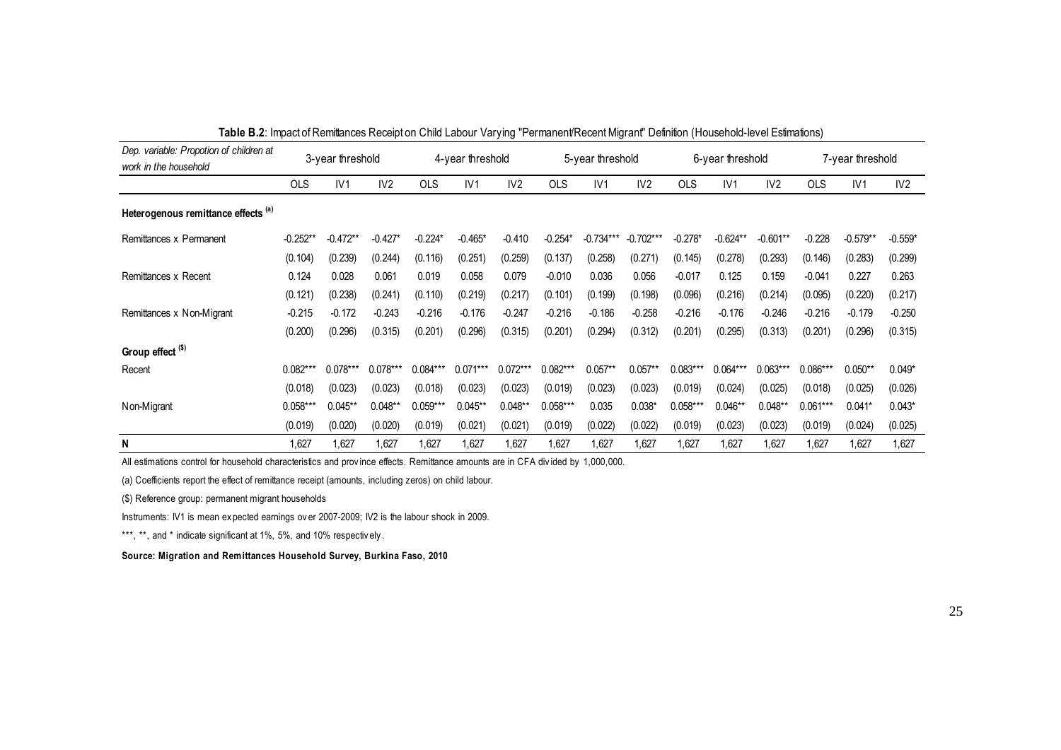**Table B.2**: Impact of Remittances Receipt on Child Labour Varying "Permanent/Recent Migrant" Definition (Household-level Estimations)

| *Dep. variable: Propotion of children at work in the household* | 3-year threshold | | | 4-year threshold | | | 5-year threshold | | | 6-year threshold | | | 7-year threshold | | |
|---|---|---|---|---|---|---|---|---|---|---|---|---|---|---|---|
| | OLS | IV1 | IV2 | OLS | IV1 | IV2 | OLS | IV1 | IV2 | OLS | IV1 | IV2 | OLS | IV1 | IV2 |
| **Heterogenous remittance effects [(a)]** | | | | | | | | | | | | | | | |
| Remittances x Permanent | -0.252** | -0.472** | -0.427* | -0.224* | -0.465* | -0.410 | -0.254* | -0.734*** | -0.702*** | -0.278* | -0.624** | -0.601** | -0.228 | -0.579** | -0.559* |
| | (0.104) | (0.239) | (0.244) | (0.116) | (0.251) | (0.259) | (0.137) | (0.258) | (0.271) | (0.145) | (0.278) | (0.293) | (0.146) | (0.283) | (0.299) |
| Remittances x Recent | 0.124 | 0.028 | 0.061 | 0.019 | 0.058 | 0.079 | -0.010 | 0.036 | 0.056 | -0.017 | 0.125 | 0.159 | -0.041 | 0.227 | 0.263 |
| | (0.121) | (0.238) | (0.241) | (0.110) | (0.219) | (0.217) | (0.101) | (0.199) | (0.198) | (0.096) | (0.216) | (0.214) | (0.095) | (0.220) | (0.217) |
| Remittances x Non-Migrant | -0.215 | -0.172 | -0.243 | -0.216 | -0.176 | -0.247 | -0.216 | -0.186 | -0.258 | -0.216 | -0.176 | -0.246 | -0.216 | -0.179 | -0.250 |
| | (0.200) | (0.296) | (0.315) | (0.201) | (0.296) | (0.315) | (0.201) | (0.294) | (0.312) | (0.201) | (0.295) | (0.313) | (0.201) | (0.296) | (0.315) |
| **Group effect [($)]** | | | | | | | | | | | | | | | |
| Recent | 0.082*** | 0.078*** | 0.078*** | 0.084*** | 0.071*** | 0.072*** | 0.082*** | 0.057** | 0.057** | 0.083*** | 0.064*** | 0.063*** | 0.086*** | 0.050** | 0.049* |
| | (0.018) | (0.023) | (0.023) | (0.018) | (0.023) | (0.023) | (0.019) | (0.023) | (0.023) | (0.019) | (0.024) | (0.025) | (0.018) | (0.025) | (0.026) |
| Non-Migrant | 0.058*** | 0.045** | 0.048** | 0.059*** | 0.045** | 0.048** | 0.058*** | 0.035 | 0.038* | 0.058*** | 0.046** | 0.048** | 0.061*** | 0.041* | 0.043* |
| | (0.019) | (0.020) | (0.020) | (0.019) | (0.021) | (0.021) | (0.019) | (0.022) | (0.022) | (0.019) | (0.023) | (0.023) | (0.019) | (0.024) | (0.025) |
| **N** | 1,627 | 1,627 | 1,627 | 1,627 | 1,627 | 1,627 | 1,627 | 1,627 | 1,627 | 1,627 | 1,627 | 1,627 | 1,627 | 1,627 | 1,627 |

All estimations control for household characteristics and province effects. Remittance amounts are in CFA divided by 1,000,000.

(a) Coefficients report the effect of remittance receipt (amounts, including zeros) on child labour.

($) Reference group: permanent migrant households

Instruments: IV1 is mean expected earnings over 2007-2009; IV2 is the labour shock in 2009.

***, **, and * indicate significant at 1%, 5%, and 10% respectively.

**Source: Migration and Remittances Household Survey, Burkina Faso, 2010**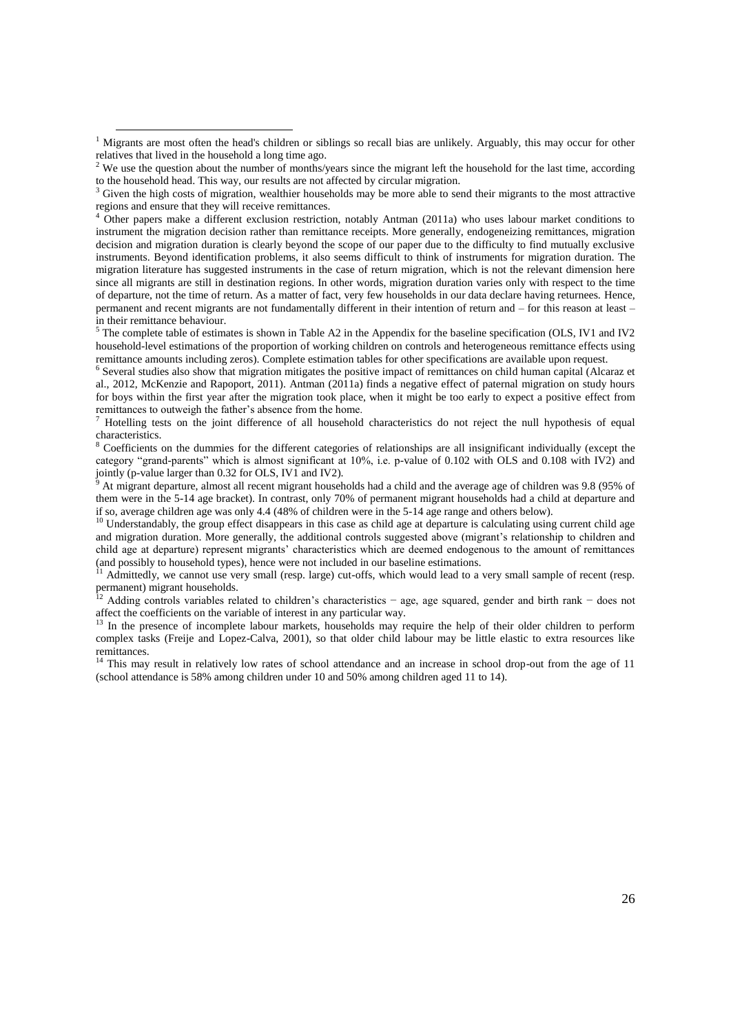[1] Migrants are most often the head's children or siblings so recall bias are unlikely. Arguably, this may occur for other relatives that lived in the household a long time ago.

[2] We use the question about the number of months/years since the migrant left the household for the last time, according to the household head. This way, our results are not affected by circular migration.

[3] Given the high costs of migration, wealthier households may be more able to send their migrants to the most attractive regions and ensure that they will receive remittances.

[4] Other papers make a different exclusion restriction, notably Antman (2011a) who uses labour market conditions to instrument the migration decision rather than remittance receipts. More generally, endogeneizing remittances, migration decision and migration duration is clearly beyond the scope of our paper due to the difficulty to find mutually exclusive instruments. Beyond identification problems, it also seems difficult to think of instruments for migration duration. The migration literature has suggested instruments in the case of return migration, which is not the relevant dimension here since all migrants are still in destination regions. In other words, migration duration varies only with respect to the time of departure, not the time of return. As a matter of fact, very few households in our data declare having returnees. Hence, permanent and recent migrants are not fundamentally different in their intention of return and – for this reason at least – in their remittance behaviour.

[5] The complete table of estimates is shown in Table A2 in the Appendix for the baseline specification (OLS, IV1 and IV2 household-level estimations of the proportion of working children on controls and heterogeneous remittance effects using remittance amounts including zeros). Complete estimation tables for other specifications are available upon request.

[6] Several studies also show that migration mitigates the positive impact of remittances on child human capital (Alcaraz et al., 2012, McKenzie and Rapoport, 2011). Antman (2011a) finds a negative effect of paternal migration on study hours for boys within the first year after the migration took place, when it might be too early to expect a positive effect from remittances to outweigh the father's absence from the home.

[7] Hotelling tests on the joint difference of all household characteristics do not reject the null hypothesis of equal characteristics.

[8] Coefficients on the dummies for the different categories of relationships are all insignificant individually (except the category "grand-parents" which is almost significant at 10%, i.e. p-value of 0.102 with OLS and 0.108 with IV2) and jointly (p-value larger than 0.32 for OLS, IV1 and IV2).

[9] At migrant departure, almost all recent migrant households had a child and the average age of children was 9.8 (95% of them were in the 5-14 age bracket). In contrast, only 70% of permanent migrant households had a child at departure and if so, average children age was only 4.4 (48% of children were in the 5-14 age range and others below).

[10] Understandably, the group effect disappears in this case as child age at departure is calculating using current child age and migration duration. More generally, the additional controls suggested above (migrant's relationship to children and child age at departure) represent migrants' characteristics which are deemed endogenous to the amount of remittances (and possibly to household types), hence were not included in our baseline estimations.

[11] Admittedly, we cannot use very small (resp. large) cut-offs, which would lead to a very small sample of recent (resp. permanent) migrant households.

[12] Adding controls variables related to children's characteristics − age, age squared, gender and birth rank − does not affect the coefficients on the variable of interest in any particular way.

[13] In the presence of incomplete labour markets, households may require the help of their older children to perform complex tasks (Freije and Lopez-Calva, 2001), so that older child labour may be little elastic to extra resources like remittances.

[14] This may result in relatively low rates of school attendance and an increase in school drop-out from the age of 11 (school attendance is 58% among children under 10 and 50% among children aged 11 to 14).